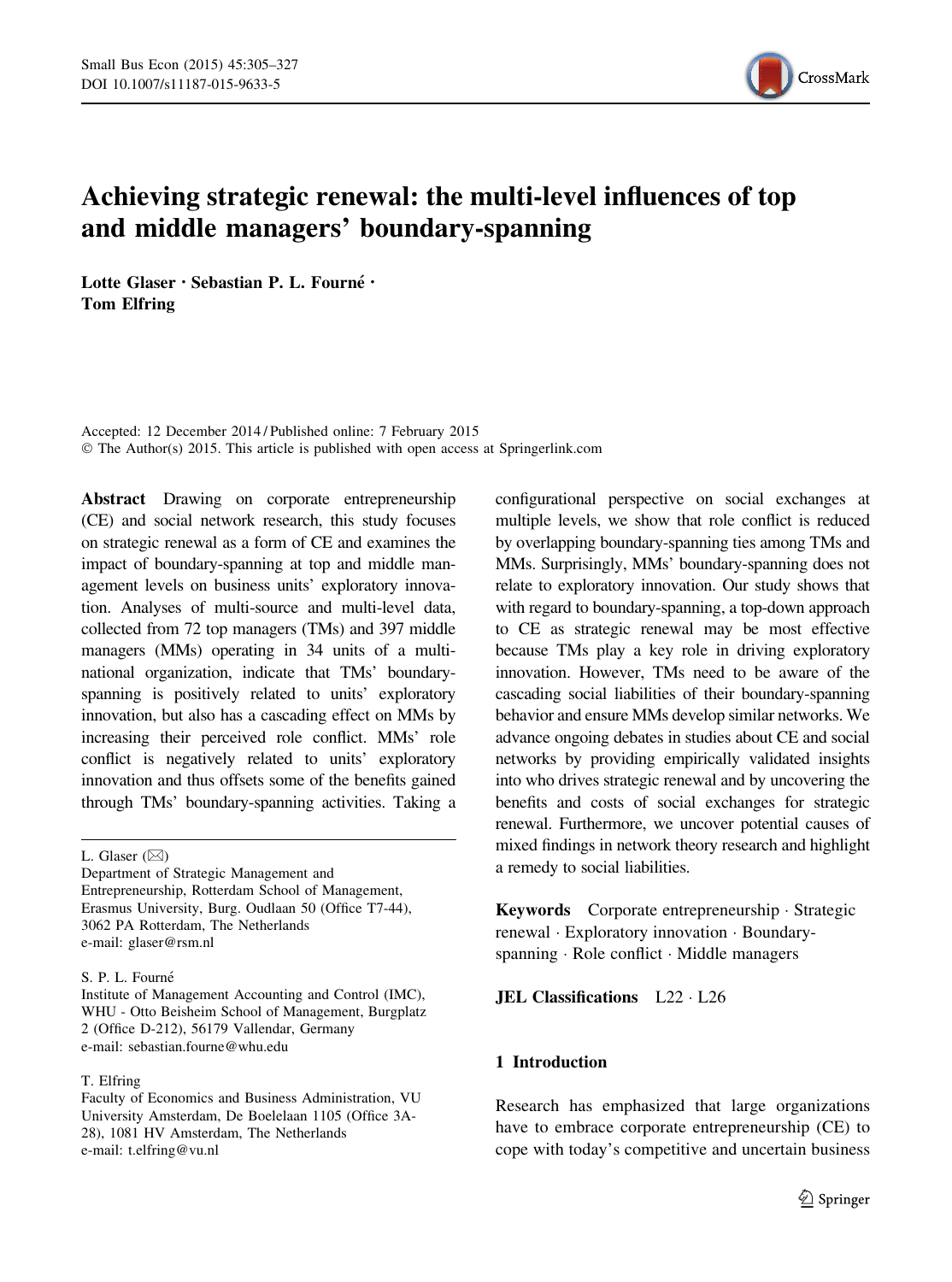# Achieving strategic renewal: the multi-level influences of top and middle managers' boundary-spanning

**Lotte Glaser · Sebastian P. L. Fourné · Tom Elfring**

Accepted: 12 December 2014 / Published online: 7 February 2015
© The Author(s) 2015. This article is published with open access at Springerlink.com

**Abstract** Drawing on corporate entrepreneurship (CE) and social network research, this study focuses on strategic renewal as a form of CE and examines the impact of boundary-spanning at top and middle management levels on business units' exploratory innovation. Analyses of multi-source and multi-level data, collected from 72 top managers (TMs) and 397 middle managers (MMs) operating in 34 units of a multinational organization, indicate that TMs' boundary-spanning is positively related to units' exploratory innovation, but also has a cascading effect on MMs by increasing their perceived role conflict. MMs' role conflict is negatively related to units' exploratory innovation and thus offsets some of the benefits gained through TMs' boundary-spanning activities. Taking a configurational perspective on social exchanges at multiple levels, we show that role conflict is reduced by overlapping boundary-spanning ties among TMs and MMs. Surprisingly, MMs' boundary-spanning does not relate to exploratory innovation. Our study shows that with regard to boundary-spanning, a top-down approach to CE as strategic renewal may be most effective because TMs play a key role in driving exploratory innovation. However, TMs need to be aware of the cascading social liabilities of their boundary-spanning behavior and ensure MMs develop similar networks. We advance ongoing debates in studies about CE and social networks by providing empirically validated insights into who drives strategic renewal and by uncovering the benefits and costs of social exchanges for strategic renewal. Furthermore, we uncover potential causes of mixed findings in network theory research and highlight a remedy to social liabilities.

**Keywords** Corporate entrepreneurship · Strategic renewal · Exploratory innovation · Boundary-spanning · Role conflict · Middle managers

**JEL Classifications** L22 · L26

L. Glaser (✉)
Department of Strategic Management and Entrepreneurship, Rotterdam School of Management, Erasmus University, Burg. Oudlaan 50 (Office T7-44), 3062 PA Rotterdam, The Netherlands
e-mail: glaser@rsm.nl

S. P. L. Fourné
Institute of Management Accounting and Control (IMC), WHU - Otto Beisheim School of Management, Burgplatz 2 (Office D-212), 56179 Vallendar, Germany
e-mail: sebastian.fourne@whu.edu

T. Elfring
Faculty of Economics and Business Administration, VU University Amsterdam, De Boelelaan 1105 (Office 3A-28), 1081 HV Amsterdam, The Netherlands
e-mail: t.elfring@vu.nl

## 1 Introduction

Research has emphasized that large organizations have to embrace corporate entrepreneurship (CE) to cope with today's competitive and uncertain business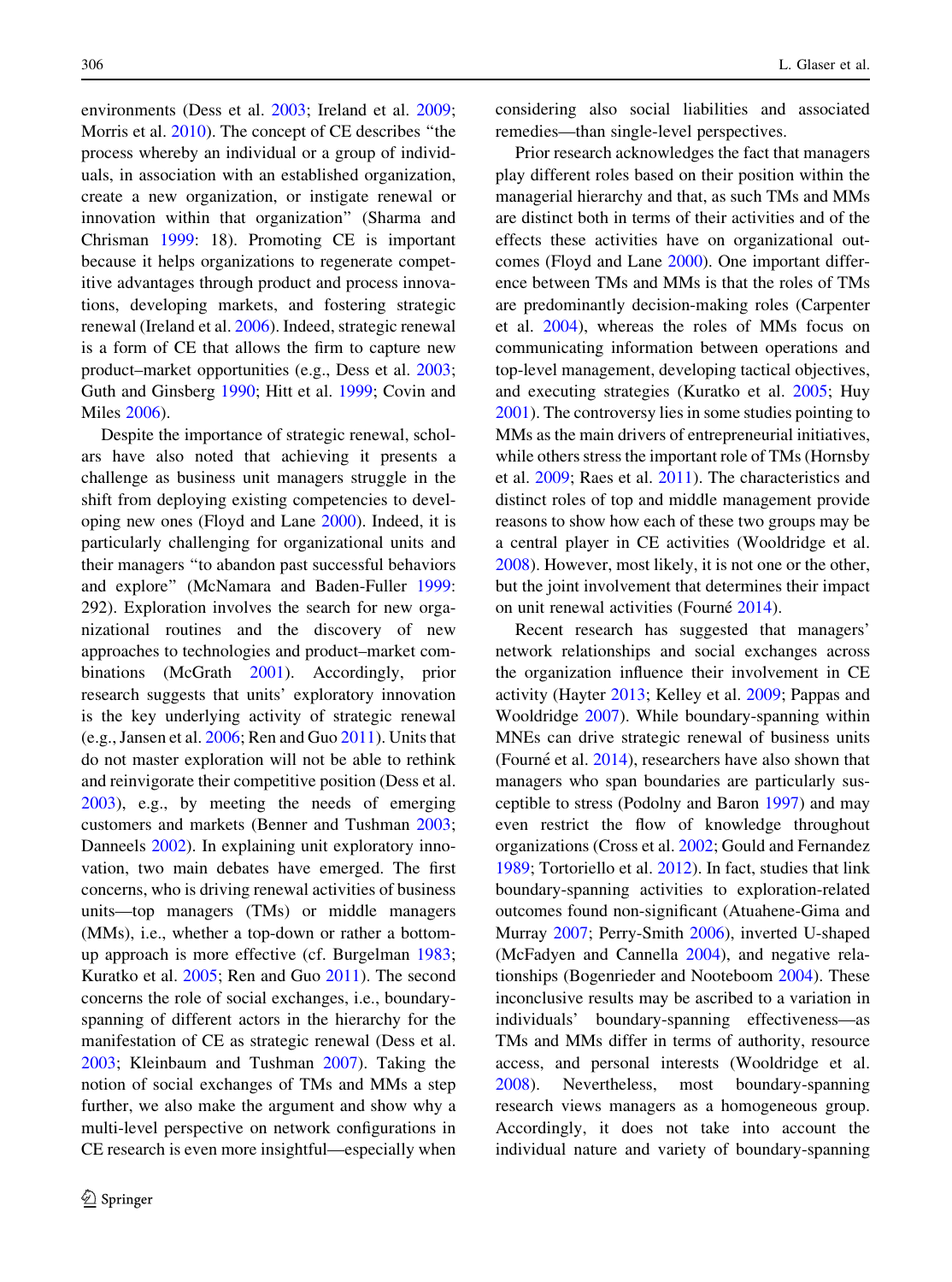environments (Dess et al. 2003; Ireland et al. 2009; Morris et al. 2010). The concept of CE describes "the process whereby an individual or a group of individuals, in association with an established organization, create a new organization, or instigate renewal or innovation within that organization" (Sharma and Chrisman 1999: 18). Promoting CE is important because it helps organizations to regenerate competitive advantages through product and process innovations, developing markets, and fostering strategic renewal (Ireland et al. 2006). Indeed, strategic renewal is a form of CE that allows the firm to capture new product–market opportunities (e.g., Dess et al. 2003; Guth and Ginsberg 1990; Hitt et al. 1999; Covin and Miles 2006).

Despite the importance of strategic renewal, scholars have also noted that achieving it presents a challenge as business unit managers struggle in the shift from deploying existing competencies to developing new ones (Floyd and Lane 2000). Indeed, it is particularly challenging for organizational units and their managers "to abandon past successful behaviors and explore" (McNamara and Baden-Fuller 1999: 292). Exploration involves the search for new organizational routines and the discovery of new approaches to technologies and product–market combinations (McGrath 2001). Accordingly, prior research suggests that units' exploratory innovation is the key underlying activity of strategic renewal (e.g., Jansen et al. 2006; Ren and Guo 2011). Units that do not master exploration will not be able to rethink and reinvigorate their competitive position (Dess et al. 2003), e.g., by meeting the needs of emerging customers and markets (Benner and Tushman 2003; Danneels 2002). In explaining unit exploratory innovation, two main debates have emerged. The first concerns, who is driving renewal activities of business units—top managers (TMs) or middle managers (MMs), i.e., whether a top-down or rather a bottom-up approach is more effective (cf. Burgelman 1983; Kuratko et al. 2005; Ren and Guo 2011). The second concerns the role of social exchanges, i.e., boundary-spanning of different actors in the hierarchy for the manifestation of CE as strategic renewal (Dess et al. 2003; Kleinbaum and Tushman 2007). Taking the notion of social exchanges of TMs and MMs a step further, we also make the argument and show why a multi-level perspective on network configurations in CE research is even more insightful—especially when considering also social liabilities and associated remedies—than single-level perspectives.

Prior research acknowledges the fact that managers play different roles based on their position within the managerial hierarchy and that, as such TMs and MMs are distinct both in terms of their activities and of the effects these activities have on organizational outcomes (Floyd and Lane 2000). One important difference between TMs and MMs is that the roles of TMs are predominantly decision-making roles (Carpenter et al. 2004), whereas the roles of MMs focus on communicating information between operations and top-level management, developing tactical objectives, and executing strategies (Kuratko et al. 2005; Huy 2001). The controversy lies in some studies pointing to MMs as the main drivers of entrepreneurial initiatives, while others stress the important role of TMs (Hornsby et al. 2009; Raes et al. 2011). The characteristics and distinct roles of top and middle management provide reasons to show how each of these two groups may be a central player in CE activities (Wooldridge et al. 2008). However, most likely, it is not one or the other, but the joint involvement that determines their impact on unit renewal activities (Fourné 2014).

Recent research has suggested that managers' network relationships and social exchanges across the organization influence their involvement in CE activity (Hayter 2013; Kelley et al. 2009; Pappas and Wooldridge 2007). While boundary-spanning within MNEs can drive strategic renewal of business units (Fourné et al. 2014), researchers have also shown that managers who span boundaries are particularly susceptible to stress (Podolny and Baron 1997) and may even restrict the flow of knowledge throughout organizations (Cross et al. 2002; Gould and Fernandez 1989; Tortoriello et al. 2012). In fact, studies that link boundary-spanning activities to exploration-related outcomes found non-significant (Atuahene-Gima and Murray 2007; Perry-Smith 2006), inverted U-shaped (McFadyen and Cannella 2004), and negative relationships (Bogenrieder and Nooteboom 2004). These inconclusive results may be ascribed to a variation in individuals' boundary-spanning effectiveness—as TMs and MMs differ in terms of authority, resource access, and personal interests (Wooldridge et al. 2008). Nevertheless, most boundary-spanning research views managers as a homogeneous group. Accordingly, it does not take into account the individual nature and variety of boundary-spanning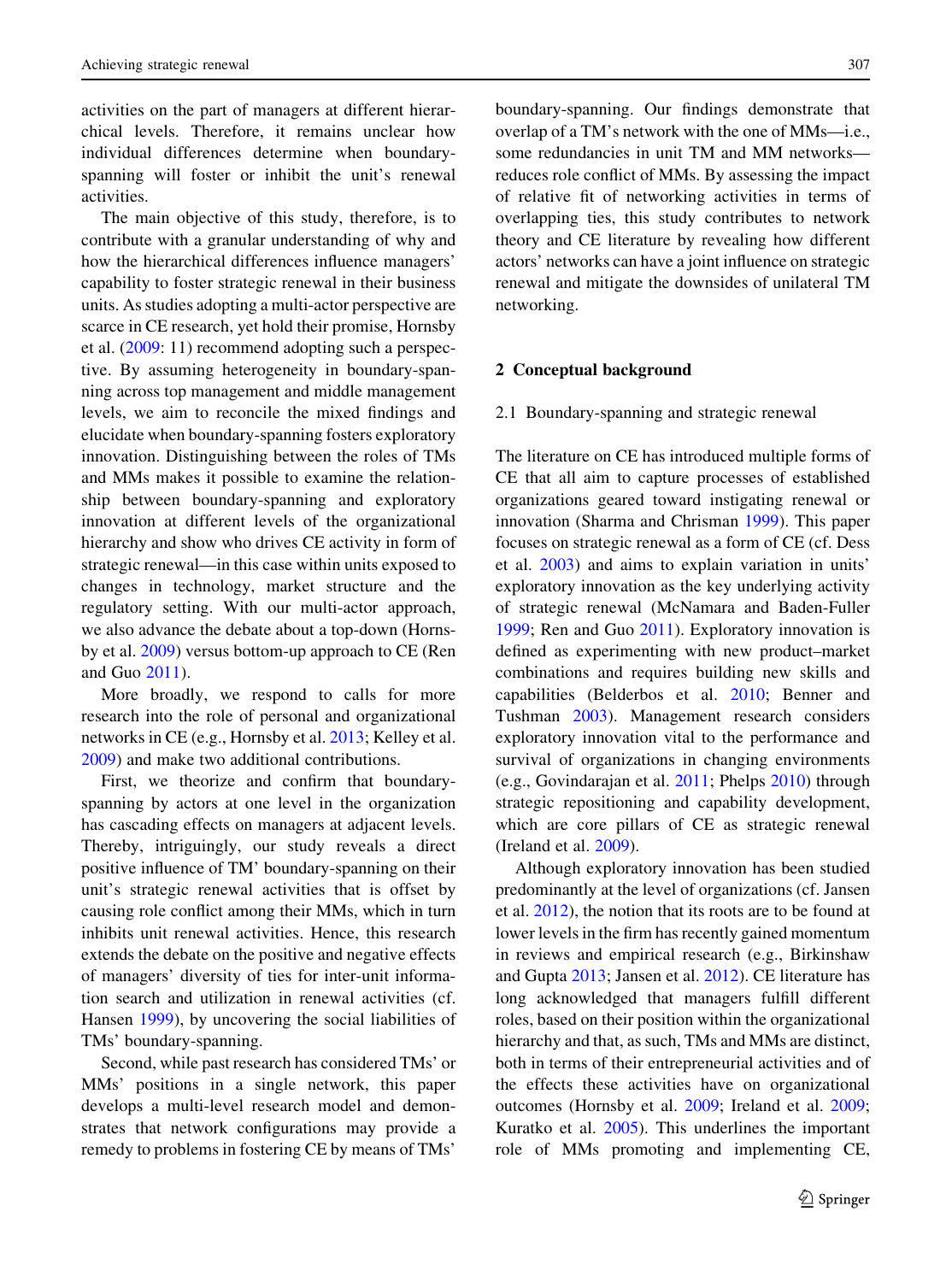activities on the part of managers at different hierarchical levels. Therefore, it remains unclear how individual differences determine when boundary-spanning will foster or inhibit the unit's renewal activities.

The main objective of this study, therefore, is to contribute with a granular understanding of why and how the hierarchical differences influence managers' capability to foster strategic renewal in their business units. As studies adopting a multi-actor perspective are scarce in CE research, yet hold their promise, Hornsby et al. (2009: 11) recommend adopting such a perspective. By assuming heterogeneity in boundary-spanning across top management and middle management levels, we aim to reconcile the mixed findings and elucidate when boundary-spanning fosters exploratory innovation. Distinguishing between the roles of TMs and MMs makes it possible to examine the relationship between boundary-spanning and exploratory innovation at different levels of the organizational hierarchy and show who drives CE activity in form of strategic renewal—in this case within units exposed to changes in technology, market structure and the regulatory setting. With our multi-actor approach, we also advance the debate about a top-down (Hornsby et al. 2009) versus bottom-up approach to CE (Ren and Guo 2011).

More broadly, we respond to calls for more research into the role of personal and organizational networks in CE (e.g., Hornsby et al. 2013; Kelley et al. 2009) and make two additional contributions.

First, we theorize and confirm that boundary-spanning by actors at one level in the organization has cascading effects on managers at adjacent levels. Thereby, intriguingly, our study reveals a direct positive influence of TM' boundary-spanning on their unit's strategic renewal activities that is offset by causing role conflict among their MMs, which in turn inhibits unit renewal activities. Hence, this research extends the debate on the positive and negative effects of managers' diversity of ties for inter-unit information search and utilization in renewal activities (cf. Hansen 1999), by uncovering the social liabilities of TMs' boundary-spanning.

Second, while past research has considered TMs' or MMs' positions in a single network, this paper develops a multi-level research model and demonstrates that network configurations may provide a remedy to problems in fostering CE by means of TMs' boundary-spanning. Our findings demonstrate that overlap of a TM's network with the one of MMs—i.e., some redundancies in unit TM and MM networks—reduces role conflict of MMs. By assessing the impact of relative fit of networking activities in terms of overlapping ties, this study contributes to network theory and CE literature by revealing how different actors' networks can have a joint influence on strategic renewal and mitigate the downsides of unilateral TM networking.

## 2 Conceptual background

### 2.1 Boundary-spanning and strategic renewal

The literature on CE has introduced multiple forms of CE that all aim to capture processes of established organizations geared toward instigating renewal or innovation (Sharma and Chrisman 1999). This paper focuses on strategic renewal as a form of CE (cf. Dess et al. 2003) and aims to explain variation in units' exploratory innovation as the key underlying activity of strategic renewal (McNamara and Baden-Fuller 1999; Ren and Guo 2011). Exploratory innovation is defined as experimenting with new product–market combinations and requires building new skills and capabilities (Belderbos et al. 2010; Benner and Tushman 2003). Management research considers exploratory innovation vital to the performance and survival of organizations in changing environments (e.g., Govindarajan et al. 2011; Phelps 2010) through strategic repositioning and capability development, which are core pillars of CE as strategic renewal (Ireland et al. 2009).

Although exploratory innovation has been studied predominantly at the level of organizations (cf. Jansen et al. 2012), the notion that its roots are to be found at lower levels in the firm has recently gained momentum in reviews and empirical research (e.g., Birkinshaw and Gupta 2013; Jansen et al. 2012). CE literature has long acknowledged that managers fulfill different roles, based on their position within the organizational hierarchy and that, as such, TMs and MMs are distinct, both in terms of their entrepreneurial activities and of the effects these activities have on organizational outcomes (Hornsby et al. 2009; Ireland et al. 2009; Kuratko et al. 2005). This underlines the important role of MMs promoting and implementing CE,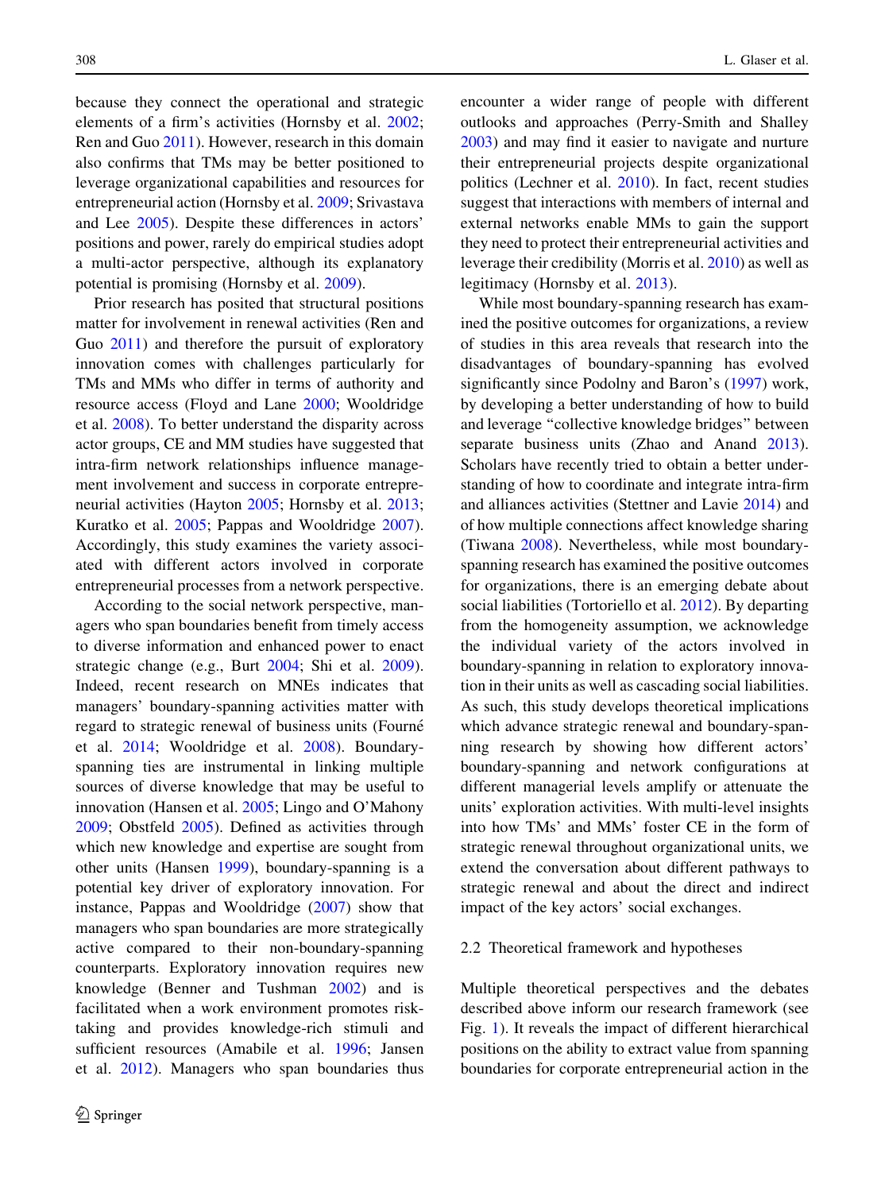because they connect the operational and strategic elements of a firm's activities (Hornsby et al. 2002; Ren and Guo 2011). However, research in this domain also confirms that TMs may be better positioned to leverage organizational capabilities and resources for entrepreneurial action (Hornsby et al. 2009; Srivastava and Lee 2005). Despite these differences in actors' positions and power, rarely do empirical studies adopt a multi-actor perspective, although its explanatory potential is promising (Hornsby et al. 2009).

Prior research has posited that structural positions matter for involvement in renewal activities (Ren and Guo 2011) and therefore the pursuit of exploratory innovation comes with challenges particularly for TMs and MMs who differ in terms of authority and resource access (Floyd and Lane 2000; Wooldridge et al. 2008). To better understand the disparity across actor groups, CE and MM studies have suggested that intra-firm network relationships influence management involvement and success in corporate entrepreneurial activities (Hayton 2005; Hornsby et al. 2013; Kuratko et al. 2005; Pappas and Wooldridge 2007). Accordingly, this study examines the variety associated with different actors involved in corporate entrepreneurial processes from a network perspective.

According to the social network perspective, managers who span boundaries benefit from timely access to diverse information and enhanced power to enact strategic change (e.g., Burt 2004; Shi et al. 2009). Indeed, recent research on MNEs indicates that managers' boundary-spanning activities matter with regard to strategic renewal of business units (Fourné et al. 2014; Wooldridge et al. 2008). Boundary-spanning ties are instrumental in linking multiple sources of diverse knowledge that may be useful to innovation (Hansen et al. 2005; Lingo and O'Mahony 2009; Obstfeld 2005). Defined as activities through which new knowledge and expertise are sought from other units (Hansen 1999), boundary-spanning is a potential key driver of exploratory innovation. For instance, Pappas and Wooldridge (2007) show that managers who span boundaries are more strategically active compared to their non-boundary-spanning counterparts. Exploratory innovation requires new knowledge (Benner and Tushman 2002) and is facilitated when a work environment promotes risk-taking and provides knowledge-rich stimuli and sufficient resources (Amabile et al. 1996; Jansen et al. 2012). Managers who span boundaries thus encounter a wider range of people with different outlooks and approaches (Perry-Smith and Shalley 2003) and may find it easier to navigate and nurture their entrepreneurial projects despite organizational politics (Lechner et al. 2010). In fact, recent studies suggest that interactions with members of internal and external networks enable MMs to gain the support they need to protect their entrepreneurial activities and leverage their credibility (Morris et al. 2010) as well as legitimacy (Hornsby et al. 2013).

While most boundary-spanning research has examined the positive outcomes for organizations, a review of studies in this area reveals that research into the disadvantages of boundary-spanning has evolved significantly since Podolny and Baron's (1997) work, by developing a better understanding of how to build and leverage "collective knowledge bridges" between separate business units (Zhao and Anand 2013). Scholars have recently tried to obtain a better understanding of how to coordinate and integrate intra-firm and alliances activities (Stettner and Lavie 2014) and of how multiple connections affect knowledge sharing (Tiwana 2008). Nevertheless, while most boundary-spanning research has examined the positive outcomes for organizations, there is an emerging debate about social liabilities (Tortoriello et al. 2012). By departing from the homogeneity assumption, we acknowledge the individual variety of the actors involved in boundary-spanning in relation to exploratory innovation in their units as well as cascading social liabilities. As such, this study develops theoretical implications which advance strategic renewal and boundary-spanning research by showing how different actors' boundary-spanning and network configurations at different managerial levels amplify or attenuate the units' exploration activities. With multi-level insights into how TMs' and MMs' foster CE in the form of strategic renewal throughout organizational units, we extend the conversation about different pathways to strategic renewal and about the direct and indirect impact of the key actors' social exchanges.

## 2.2 Theoretical framework and hypotheses

Multiple theoretical perspectives and the debates described above inform our research framework (see Fig. 1). It reveals the impact of different hierarchical positions on the ability to extract value from spanning boundaries for corporate entrepreneurial action in the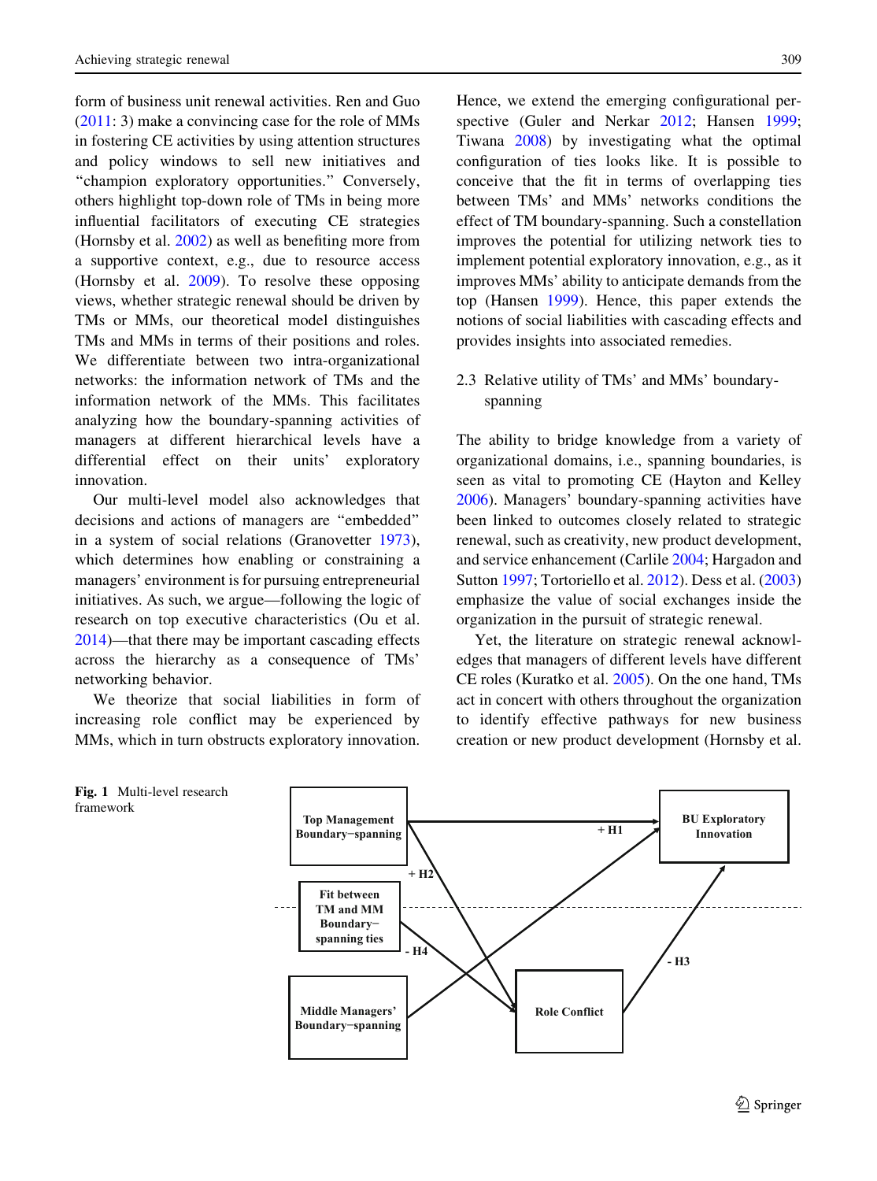form of business unit renewal activities. Ren and Guo (2011: 3) make a convincing case for the role of MMs in fostering CE activities by using attention structures and policy windows to sell new initiatives and "champion exploratory opportunities." Conversely, others highlight top-down role of TMs in being more influential facilitators of executing CE strategies (Hornsby et al. 2002) as well as benefiting more from a supportive context, e.g., due to resource access (Hornsby et al. 2009). To resolve these opposing views, whether strategic renewal should be driven by TMs or MMs, our theoretical model distinguishes TMs and MMs in terms of their positions and roles. We differentiate between two intra-organizational networks: the information network of TMs and the information network of the MMs. This facilitates analyzing how the boundary-spanning activities of managers at different hierarchical levels have a differential effect on their units' exploratory innovation.

Our multi-level model also acknowledges that decisions and actions of managers are "embedded" in a system of social relations (Granovetter 1973), which determines how enabling or constraining a managers' environment is for pursuing entrepreneurial initiatives. As such, we argue—following the logic of research on top executive characteristics (Ou et al. 2014)—that there may be important cascading effects across the hierarchy as a consequence of TMs' networking behavior.

We theorize that social liabilities in form of increasing role conflict may be experienced by MMs, which in turn obstructs exploratory innovation. Hence, we extend the emerging configurational perspective (Guler and Nerkar 2012; Hansen 1999; Tiwana 2008) by investigating what the optimal configuration of ties looks like. It is possible to conceive that the fit in terms of overlapping ties between TMs' and MMs' networks conditions the effect of TM boundary-spanning. Such a constellation improves the potential for utilizing network ties to implement potential exploratory innovation, e.g., as it improves MMs' ability to anticipate demands from the top (Hansen 1999). Hence, this paper extends the notions of social liabilities with cascading effects and provides insights into associated remedies.

## 2.3 Relative utility of TMs' and MMs' boundary-spanning

The ability to bridge knowledge from a variety of organizational domains, i.e., spanning boundaries, is seen as vital to promoting CE (Hayton and Kelley 2006). Managers' boundary-spanning activities have been linked to outcomes closely related to strategic renewal, such as creativity, new product development, and service enhancement (Carlile 2004; Hargadon and Sutton 1997; Tortoriello et al. 2012). Dess et al. (2003) emphasize the value of social exchanges inside the organization in the pursuit of strategic renewal.

Yet, the literature on strategic renewal acknowledges that managers of different levels have different CE roles (Kuratko et al. 2005). On the one hand, TMs act in concert with others throughout the organization to identify effective pathways for new business creation or new product development (Hornsby et al.

**Fig. 1** Multi-level research framework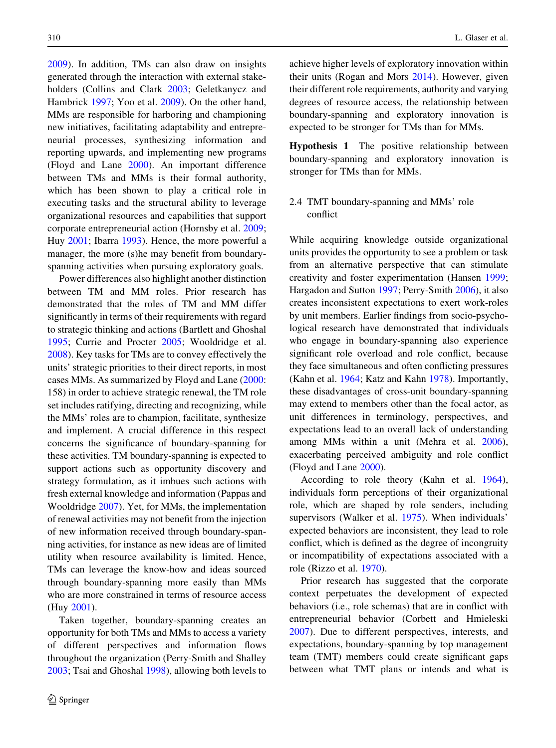2009). In addition, TMs can also draw on insights generated through the interaction with external stakeholders (Collins and Clark 2003; Geletkanycz and Hambrick 1997; Yoo et al. 2009). On the other hand, MMs are responsible for harboring and championing new initiatives, facilitating adaptability and entrepreneurial processes, synthesizing information and reporting upwards, and implementing new programs (Floyd and Lane 2000). An important difference between TMs and MMs is their formal authority, which has been shown to play a critical role in executing tasks and the structural ability to leverage organizational resources and capabilities that support corporate entrepreneurial action (Hornsby et al. 2009; Huy 2001; Ibarra 1993). Hence, the more powerful a manager, the more (s)he may benefit from boundary-spanning activities when pursuing exploratory goals.

Power differences also highlight another distinction between TM and MM roles. Prior research has demonstrated that the roles of TM and MM differ significantly in terms of their requirements with regard to strategic thinking and actions (Bartlett and Ghoshal 1995; Currie and Procter 2005; Wooldridge et al. 2008). Key tasks for TMs are to convey effectively the units' strategic priorities to their direct reports, in most cases MMs. As summarized by Floyd and Lane (2000: 158) in order to achieve strategic renewal, the TM role set includes ratifying, directing and recognizing, while the MMs' roles are to champion, facilitate, synthesize and implement. A crucial difference in this respect concerns the significance of boundary-spanning for these activities. TM boundary-spanning is expected to support actions such as opportunity discovery and strategy formulation, as it imbues such actions with fresh external knowledge and information (Pappas and Wooldridge 2007). Yet, for MMs, the implementation of renewal activities may not benefit from the injection of new information received through boundary-spanning activities, for instance as new ideas are of limited utility when resource availability is limited. Hence, TMs can leverage the know-how and ideas sourced through boundary-spanning more easily than MMs who are more constrained in terms of resource access (Huy 2001).

Taken together, boundary-spanning creates an opportunity for both TMs and MMs to access a variety of different perspectives and information flows throughout the organization (Perry-Smith and Shalley 2003; Tsai and Ghoshal 1998), allowing both levels to achieve higher levels of exploratory innovation within their units (Rogan and Mors 2014). However, given their different role requirements, authority and varying degrees of resource access, the relationship between boundary-spanning and exploratory innovation is expected to be stronger for TMs than for MMs.

**Hypothesis 1** The positive relationship between boundary-spanning and exploratory innovation is stronger for TMs than for MMs.

### 2.4 TMT boundary-spanning and MMs' role conflict

While acquiring knowledge outside organizational units provides the opportunity to see a problem or task from an alternative perspective that can stimulate creativity and foster experimentation (Hansen 1999; Hargadon and Sutton 1997; Perry-Smith 2006), it also creates inconsistent expectations to exert work-roles by unit members. Earlier findings from socio-psychological research have demonstrated that individuals who engage in boundary-spanning also experience significant role overload and role conflict, because they face simultaneous and often conflicting pressures (Kahn et al. 1964; Katz and Kahn 1978). Importantly, these disadvantages of cross-unit boundary-spanning may extend to members other than the focal actor, as unit differences in terminology, perspectives, and expectations lead to an overall lack of understanding among MMs within a unit (Mehra et al. 2006), exacerbating perceived ambiguity and role conflict (Floyd and Lane 2000).

According to role theory (Kahn et al. 1964), individuals form perceptions of their organizational role, which are shaped by role senders, including supervisors (Walker et al. 1975). When individuals' expected behaviors are inconsistent, they lead to role conflict, which is defined as the degree of incongruity or incompatibility of expectations associated with a role (Rizzo et al. 1970).

Prior research has suggested that the corporate context perpetuates the development of expected behaviors (i.e., role schemas) that are in conflict with entrepreneurial behavior (Corbett and Hmieleski 2007). Due to different perspectives, interests, and expectations, boundary-spanning by top management team (TMT) members could create significant gaps between what TMT plans or intends and what is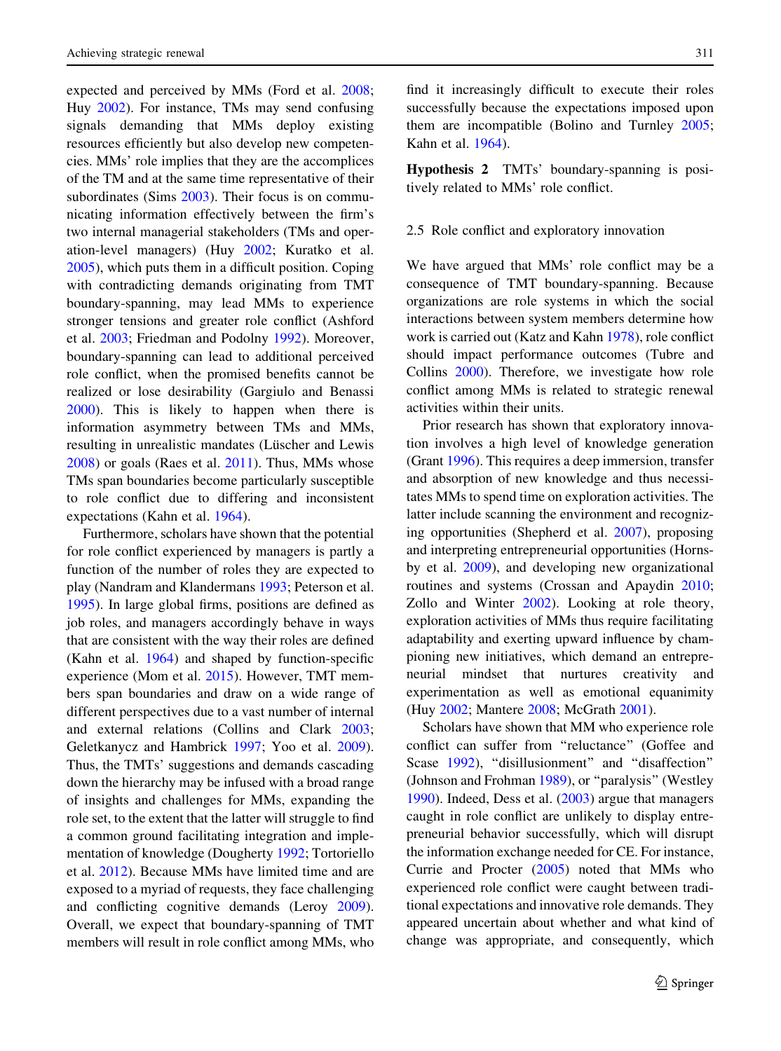expected and perceived by MMs (Ford et al. 2008; Huy 2002). For instance, TMs may send confusing signals demanding that MMs deploy existing resources efficiently but also develop new competencies. MMs' role implies that they are the accomplices of the TM and at the same time representative of their subordinates (Sims 2003). Their focus is on communicating information effectively between the firm's two internal managerial stakeholders (TMs and operation-level managers) (Huy 2002; Kuratko et al. 2005), which puts them in a difficult position. Coping with contradicting demands originating from TMT boundary-spanning, may lead MMs to experience stronger tensions and greater role conflict (Ashford et al. 2003; Friedman and Podolny 1992). Moreover, boundary-spanning can lead to additional perceived role conflict, when the promised benefits cannot be realized or lose desirability (Gargiulo and Benassi 2000). This is likely to happen when there is information asymmetry between TMs and MMs, resulting in unrealistic mandates (Lüscher and Lewis 2008) or goals (Raes et al. 2011). Thus, MMs whose TMs span boundaries become particularly susceptible to role conflict due to differing and inconsistent expectations (Kahn et al. 1964).

Furthermore, scholars have shown that the potential for role conflict experienced by managers is partly a function of the number of roles they are expected to play (Nandram and Klandermans 1993; Peterson et al. 1995). In large global firms, positions are defined as job roles, and managers accordingly behave in ways that are consistent with the way their roles are defined (Kahn et al. 1964) and shaped by function-specific experience (Mom et al. 2015). However, TMT members span boundaries and draw on a wide range of different perspectives due to a vast number of internal and external relations (Collins and Clark 2003; Geletkanycz and Hambrick 1997; Yoo et al. 2009). Thus, the TMTs' suggestions and demands cascading down the hierarchy may be infused with a broad range of insights and challenges for MMs, expanding the role set, to the extent that the latter will struggle to find a common ground facilitating integration and implementation of knowledge (Dougherty 1992; Tortoriello et al. 2012). Because MMs have limited time and are exposed to a myriad of requests, they face challenging and conflicting cognitive demands (Leroy 2009). Overall, we expect that boundary-spanning of TMT members will result in role conflict among MMs, who find it increasingly difficult to execute their roles successfully because the expectations imposed upon them are incompatible (Bolino and Turnley 2005; Kahn et al. 1964).

**Hypothesis 2** TMTs' boundary-spanning is positively related to MMs' role conflict.

### 2.5 Role conflict and exploratory innovation

We have argued that MMs' role conflict may be a consequence of TMT boundary-spanning. Because organizations are role systems in which the social interactions between system members determine how work is carried out (Katz and Kahn 1978), role conflict should impact performance outcomes (Tubre and Collins 2000). Therefore, we investigate how role conflict among MMs is related to strategic renewal activities within their units.

Prior research has shown that exploratory innovation involves a high level of knowledge generation (Grant 1996). This requires a deep immersion, transfer and absorption of new knowledge and thus necessitates MMs to spend time on exploration activities. The latter include scanning the environment and recognizing opportunities (Shepherd et al. 2007), proposing and interpreting entrepreneurial opportunities (Hornsby et al. 2009), and developing new organizational routines and systems (Crossan and Apaydin 2010; Zollo and Winter 2002). Looking at role theory, exploration activities of MMs thus require facilitating adaptability and exerting upward influence by championing new initiatives, which demand an entrepreneurial mindset that nurtures creativity and experimentation as well as emotional equanimity (Huy 2002; Mantere 2008; McGrath 2001).

Scholars have shown that MM who experience role conflict can suffer from "reluctance" (Goffee and Scase 1992), "disillusionment" and "disaffection" (Johnson and Frohman 1989), or "paralysis" (Westley 1990). Indeed, Dess et al. (2003) argue that managers caught in role conflict are unlikely to display entrepreneurial behavior successfully, which will disrupt the information exchange needed for CE. For instance, Currie and Procter (2005) noted that MMs who experienced role conflict were caught between traditional expectations and innovative role demands. They appeared uncertain about whether and what kind of change was appropriate, and consequently, which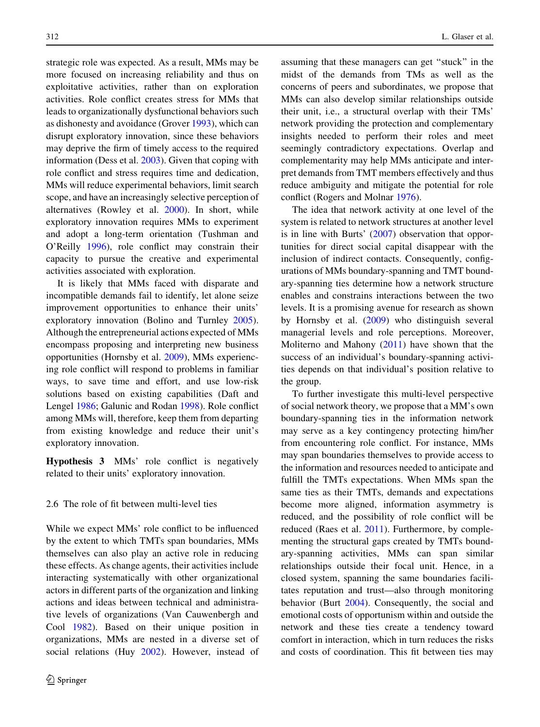strategic role was expected. As a result, MMs may be more focused on increasing reliability and thus on exploitative activities, rather than on exploration activities. Role conflict creates stress for MMs that leads to organizationally dysfunctional behaviors such as dishonesty and avoidance (Grover 1993), which can disrupt exploratory innovation, since these behaviors may deprive the firm of timely access to the required information (Dess et al. 2003). Given that coping with role conflict and stress requires time and dedication, MMs will reduce experimental behaviors, limit search scope, and have an increasingly selective perception of alternatives (Rowley et al. 2000). In short, while exploratory innovation requires MMs to experiment and adopt a long-term orientation (Tushman and O'Reilly 1996), role conflict may constrain their capacity to pursue the creative and experimental activities associated with exploration.

It is likely that MMs faced with disparate and incompatible demands fail to identify, let alone seize improvement opportunities to enhance their units' exploratory innovation (Bolino and Turnley 2005). Although the entrepreneurial actions expected of MMs encompass proposing and interpreting new business opportunities (Hornsby et al. 2009), MMs experiencing role conflict will respond to problems in familiar ways, to save time and effort, and use low-risk solutions based on existing capabilities (Daft and Lengel 1986; Galunic and Rodan 1998). Role conflict among MMs will, therefore, keep them from departing from existing knowledge and reduce their unit's exploratory innovation.

**Hypothesis 3** MMs' role conflict is negatively related to their units' exploratory innovation.

### 2.6 The role of fit between multi-level ties

While we expect MMs' role conflict to be influenced by the extent to which TMTs span boundaries, MMs themselves can also play an active role in reducing these effects. As change agents, their activities include interacting systematically with other organizational actors in different parts of the organization and linking actions and ideas between technical and administrative levels of organizations (Van Cauwenbergh and Cool 1982). Based on their unique position in organizations, MMs are nested in a diverse set of social relations (Huy 2002). However, instead of assuming that these managers can get "stuck" in the midst of the demands from TMs as well as the concerns of peers and subordinates, we propose that MMs can also develop similar relationships outside their unit, i.e., a structural overlap with their TMs' network providing the protection and complementary insights needed to perform their roles and meet seemingly contradictory expectations. Overlap and complementarity may help MMs anticipate and interpret demands from TMT members effectively and thus reduce ambiguity and mitigate the potential for role conflict (Rogers and Molnar 1976).

The idea that network activity at one level of the system is related to network structures at another level is in line with Burts' (2007) observation that opportunities for direct social capital disappear with the inclusion of indirect contacts. Consequently, configurations of MMs boundary-spanning and TMT boundary-spanning ties determine how a network structure enables and constrains interactions between the two levels. It is a promising avenue for research as shown by Hornsby et al. (2009) who distinguish several managerial levels and role perceptions. Moreover, Moliterno and Mahony (2011) have shown that the success of an individual's boundary-spanning activities depends on that individual's position relative to the group.

To further investigate this multi-level perspective of social network theory, we propose that a MM's own boundary-spanning ties in the information network may serve as a key contingency protecting him/her from encountering role conflict. For instance, MMs may span boundaries themselves to provide access to the information and resources needed to anticipate and fulfill the TMTs expectations. When MMs span the same ties as their TMTs, demands and expectations become more aligned, information asymmetry is reduced, and the possibility of role conflict will be reduced (Raes et al. 2011). Furthermore, by complementing the structural gaps created by TMTs boundary-spanning activities, MMs can span similar relationships outside their focal unit. Hence, in a closed system, spanning the same boundaries facilitates reputation and trust—also through monitoring behavior (Burt 2004). Consequently, the social and emotional costs of opportunism within and outside the network and these ties create a tendency toward comfort in interaction, which in turn reduces the risks and costs of coordination. This fit between ties may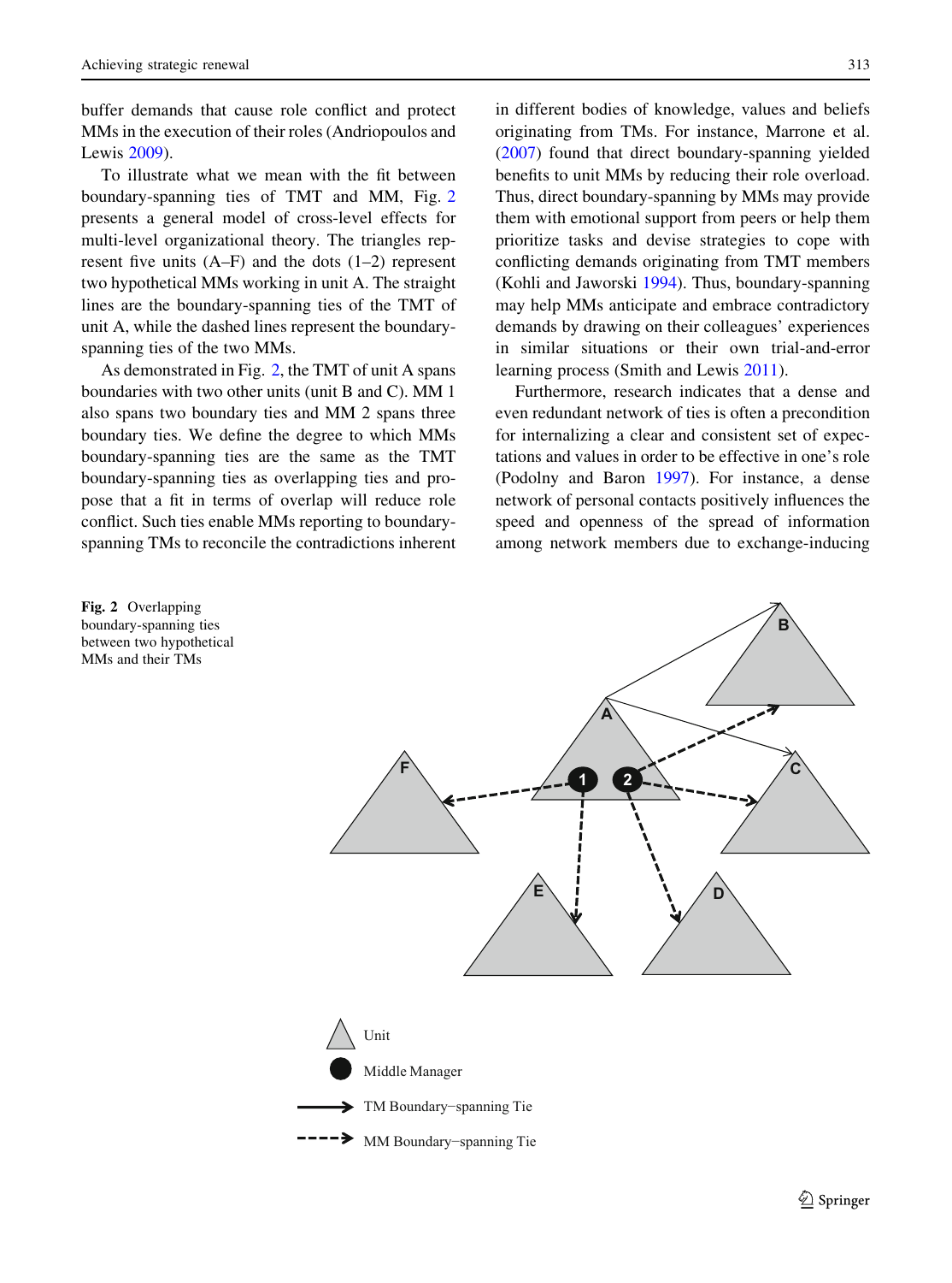buffer demands that cause role conflict and protect MMs in the execution of their roles (Andriopoulos and Lewis 2009).

To illustrate what we mean with the fit between boundary-spanning ties of TMT and MM, Fig. 2 presents a general model of cross-level effects for multi-level organizational theory. The triangles represent five units (A–F) and the dots (1–2) represent two hypothetical MMs working in unit A. The straight lines are the boundary-spanning ties of the TMT of unit A, while the dashed lines represent the boundary-spanning ties of the two MMs.

As demonstrated in Fig. 2, the TMT of unit A spans boundaries with two other units (unit B and C). MM 1 also spans two boundary ties and MM 2 spans three boundary ties. We define the degree to which MMs boundary-spanning ties are the same as the TMT boundary-spanning ties as overlapping ties and propose that a fit in terms of overlap will reduce role conflict. Such ties enable MMs reporting to boundary-spanning TMs to reconcile the contradictions inherent in different bodies of knowledge, values and beliefs originating from TMs. For instance, Marrone et al. (2007) found that direct boundary-spanning yielded benefits to unit MMs by reducing their role overload. Thus, direct boundary-spanning by MMs may provide them with emotional support from peers or help them prioritize tasks and devise strategies to cope with conflicting demands originating from TMT members (Kohli and Jaworski 1994). Thus, boundary-spanning may help MMs anticipate and embrace contradictory demands by drawing on their colleagues' experiences in similar situations or their own trial-and-error learning process (Smith and Lewis 2011).

Furthermore, research indicates that a dense and even redundant network of ties is often a precondition for internalizing a clear and consistent set of expectations and values in order to be effective in one's role (Podolny and Baron 1997). For instance, a dense network of personal contacts positively influences the speed and openness of the spread of information among network members due to exchange-inducing

**Fig. 2** Overlapping boundary-spanning ties between two hypothetical MMs and their TMs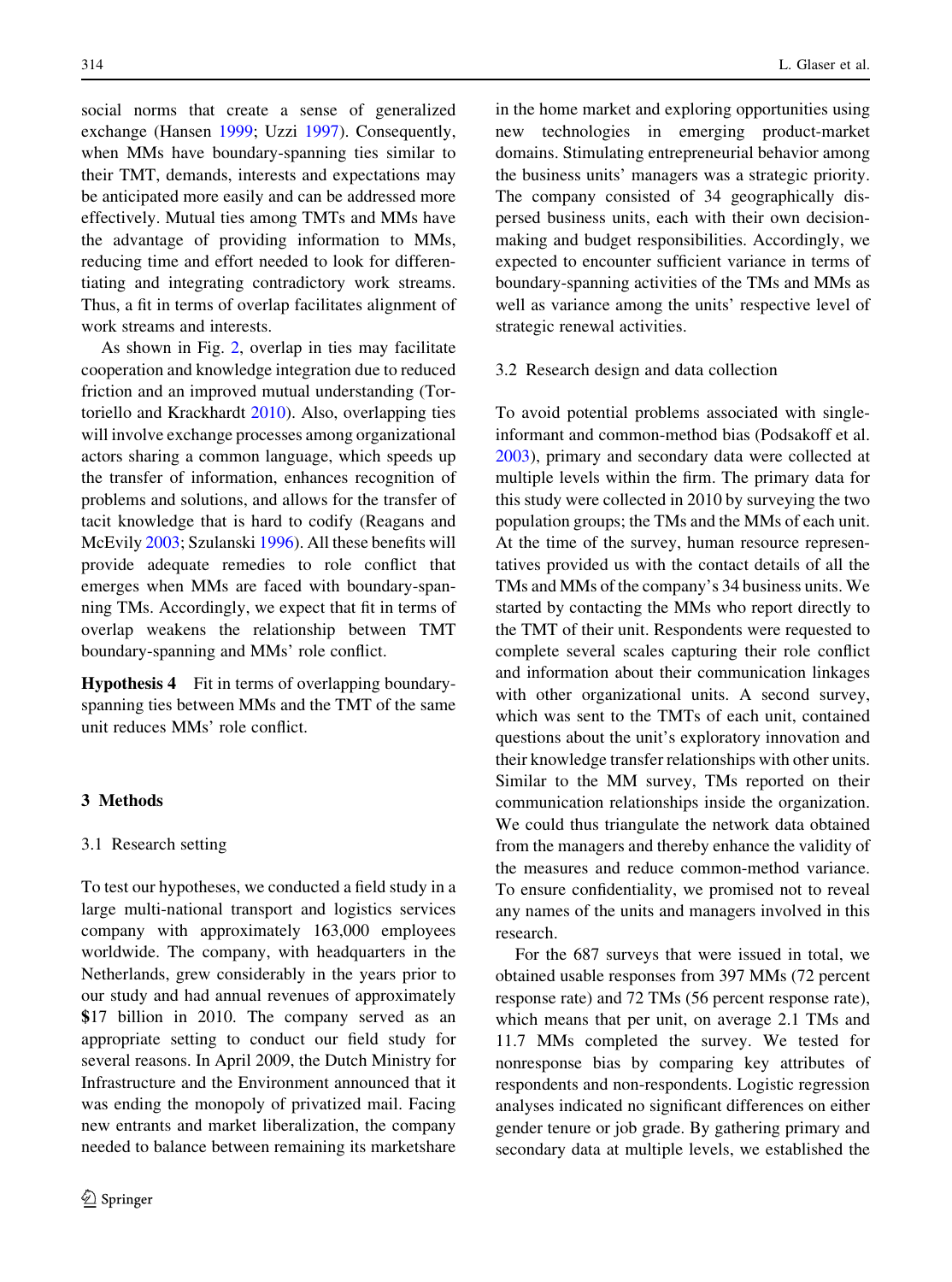social norms that create a sense of generalized exchange (Hansen 1999; Uzzi 1997). Consequently, when MMs have boundary-spanning ties similar to their TMT, demands, interests and expectations may be anticipated more easily and can be addressed more effectively. Mutual ties among TMTs and MMs have the advantage of providing information to MMs, reducing time and effort needed to look for differentiating and integrating contradictory work streams. Thus, a fit in terms of overlap facilitates alignment of work streams and interests.

As shown in Fig. 2, overlap in ties may facilitate cooperation and knowledge integration due to reduced friction and an improved mutual understanding (Tortoriello and Krackhardt 2010). Also, overlapping ties will involve exchange processes among organizational actors sharing a common language, which speeds up the transfer of information, enhances recognition of problems and solutions, and allows for the transfer of tacit knowledge that is hard to codify (Reagans and McEvily 2003; Szulanski 1996). All these benefits will provide adequate remedies to role conflict that emerges when MMs are faced with boundary-spanning TMs. Accordingly, we expect that fit in terms of overlap weakens the relationship between TMT boundary-spanning and MMs' role conflict.

**Hypothesis 4** Fit in terms of overlapping boundary-spanning ties between MMs and the TMT of the same unit reduces MMs' role conflict.

## 3 Methods

### 3.1 Research setting

To test our hypotheses, we conducted a field study in a large multi-national transport and logistics services company with approximately 163,000 employees worldwide. The company, with headquarters in the Netherlands, grew considerably in the years prior to our study and had annual revenues of approximately $17 billion in 2010. The company served as an appropriate setting to conduct our field study for several reasons. In April 2009, the Dutch Ministry for Infrastructure and the Environment announced that it was ending the monopoly of privatized mail. Facing new entrants and market liberalization, the company needed to balance between remaining its marketshare in the home market and exploring opportunities using new technologies in emerging product-market domains. Stimulating entrepreneurial behavior among the business units' managers was a strategic priority. The company consisted of 34 geographically dispersed business units, each with their own decision-making and budget responsibilities. Accordingly, we expected to encounter sufficient variance in terms of boundary-spanning activities of the TMs and MMs as well as variance among the units' respective level of strategic renewal activities.

### 3.2 Research design and data collection

To avoid potential problems associated with single-informant and common-method bias (Podsakoff et al. 2003), primary and secondary data were collected at multiple levels within the firm. The primary data for this study were collected in 2010 by surveying the two population groups; the TMs and the MMs of each unit. At the time of the survey, human resource representatives provided us with the contact details of all the TMs and MMs of the company's 34 business units. We started by contacting the MMs who report directly to the TMT of their unit. Respondents were requested to complete several scales capturing their role conflict and information about their communication linkages with other organizational units. A second survey, which was sent to the TMTs of each unit, contained questions about the unit's exploratory innovation and their knowledge transfer relationships with other units. Similar to the MM survey, TMs reported on their communication relationships inside the organization. We could thus triangulate the network data obtained from the managers and thereby enhance the validity of the measures and reduce common-method variance. To ensure confidentiality, we promised not to reveal any names of the units and managers involved in this research.

For the 687 surveys that were issued in total, we obtained usable responses from 397 MMs (72 percent response rate) and 72 TMs (56 percent response rate), which means that per unit, on average 2.1 TMs and 11.7 MMs completed the survey. We tested for nonresponse bias by comparing key attributes of respondents and non-respondents. Logistic regression analyses indicated no significant differences on either gender tenure or job grade. By gathering primary and secondary data at multiple levels, we established the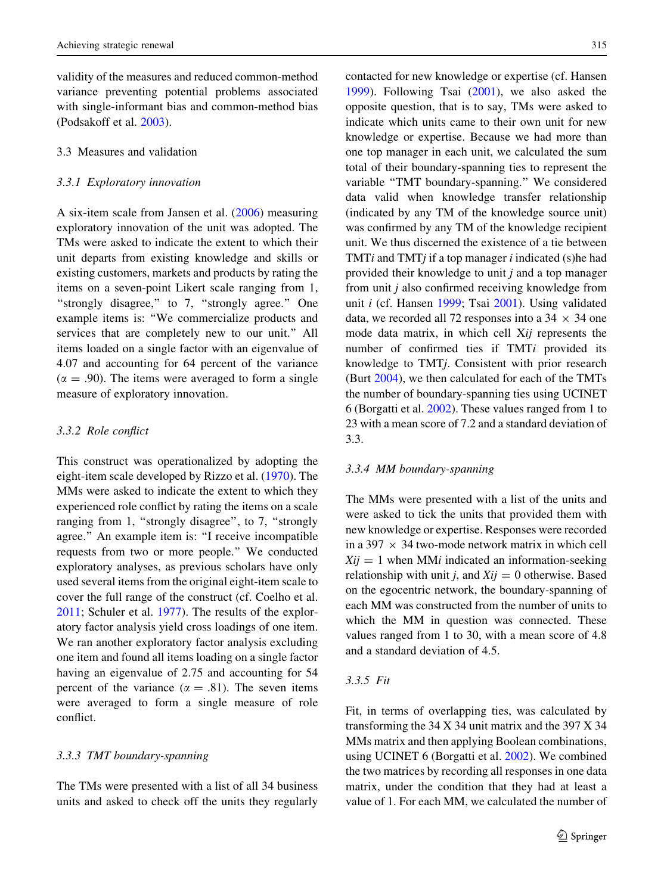validity of the measures and reduced common-method variance preventing potential problems associated with single-informant bias and common-method bias (Podsakoff et al. 2003).

## 3.3 Measures and validation

### 3.3.1 Exploratory innovation

A six-item scale from Jansen et al. (2006) measuring exploratory innovation of the unit was adopted. The TMs were asked to indicate the extent to which their unit departs from existing knowledge and skills or existing customers, markets and products by rating the items on a seven-point Likert scale ranging from 1, "strongly disagree," to 7, "strongly agree." One example items is: "We commercialize products and services that are completely new to our unit." All items loaded on a single factor with an eigenvalue of 4.07 and accounting for 64 percent of the variance ($\alpha = .90$). The items were averaged to form a single measure of exploratory innovation.

### 3.3.2 Role conflict

This construct was operationalized by adopting the eight-item scale developed by Rizzo et al. (1970). The MMs were asked to indicate the extent to which they experienced role conflict by rating the items on a scale ranging from 1, "strongly disagree", to 7, "strongly agree." An example item is: "I receive incompatible requests from two or more people." We conducted exploratory analyses, as previous scholars have only used several items from the original eight-item scale to cover the full range of the construct (cf. Coelho et al. 2011; Schuler et al. 1977). The results of the exploratory factor analysis yield cross loadings of one item. We ran another exploratory factor analysis excluding one item and found all items loading on a single factor having an eigenvalue of 2.75 and accounting for 54 percent of the variance ($\alpha = .81$). The seven items were averaged to form a single measure of role conflict.

### 3.3.3 TMT boundary-spanning

The TMs were presented with a list of all 34 business units and asked to check off the units they regularly contacted for new knowledge or expertise (cf. Hansen 1999). Following Tsai (2001), we also asked the opposite question, that is to say, TMs were asked to indicate which units came to their own unit for new knowledge or expertise. Because we had more than one top manager in each unit, we calculated the sum total of their boundary-spanning ties to represent the variable "TMT boundary-spanning." We considered data valid when knowledge transfer relationship (indicated by any TM of the knowledge source unit) was confirmed by any TM of the knowledge recipient unit. We thus discerned the existence of a tie between TMT*i* and TMT*j* if a top manager *i* indicated (s)he had provided their knowledge to unit *j* and a top manager from unit *j* also confirmed receiving knowledge from unit *i* (cf. Hansen 1999; Tsai 2001). Using validated data, we recorded all 72 responses into a 34 × 34 one mode data matrix, in which cell $X_{ij}$ represents the number of confirmed ties if TMT*i* provided its knowledge to TMT*j*. Consistent with prior research (Burt 2004), we then calculated for each of the TMTs the number of boundary-spanning ties using UCINET 6 (Borgatti et al. 2002). These values ranged from 1 to 23 with a mean score of 7.2 and a standard deviation of 3.3.

### 3.3.4 MM boundary-spanning

The MMs were presented with a list of the units and were asked to tick the units that provided them with new knowledge or expertise. Responses were recorded in a 397 × 34 two-mode network matrix in which cell $X_{ij} = 1$ when MM*i* indicated an information-seeking relationship with unit *j*, and $X_{ij} = 0$ otherwise. Based on the egocentric network, the boundary-spanning of each MM was constructed from the number of units to which the MM in question was connected. These values ranged from 1 to 30, with a mean score of 4.8 and a standard deviation of 4.5.

### 3.3.5 Fit

Fit, in terms of overlapping ties, was calculated by transforming the 34 X 34 unit matrix and the 397 X 34 MMs matrix and then applying Boolean combinations, using UCINET 6 (Borgatti et al. 2002). We combined the two matrices by recording all responses in one data matrix, under the condition that they had at least a value of 1. For each MM, we calculated the number of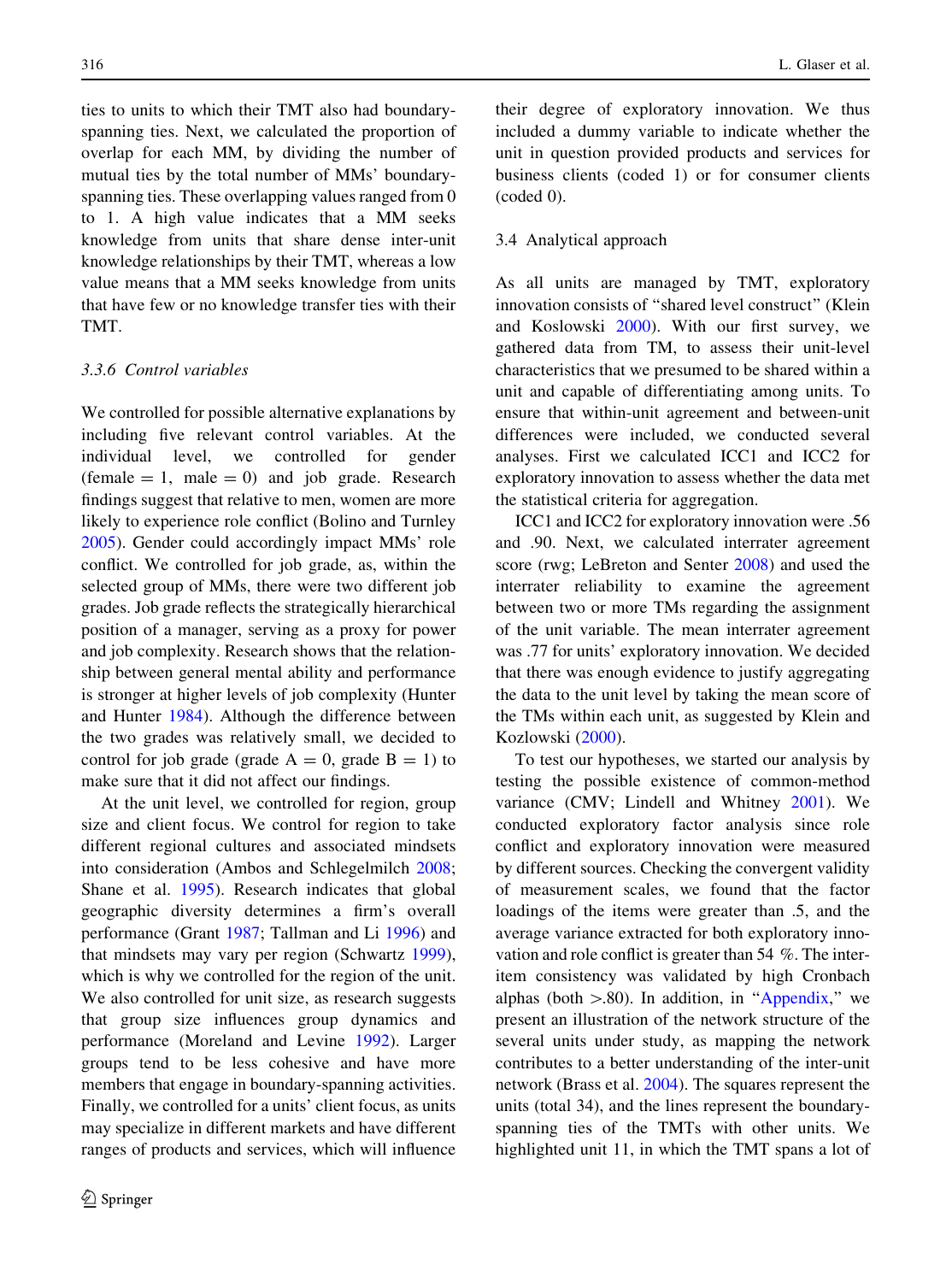ties to units to which their TMT also had boundary-spanning ties. Next, we calculated the proportion of overlap for each MM, by dividing the number of mutual ties by the total number of MMs' boundary-spanning ties. These overlapping values ranged from 0 to 1. A high value indicates that a MM seeks knowledge from units that share dense inter-unit knowledge relationships by their TMT, whereas a low value means that a MM seeks knowledge from units that have few or no knowledge transfer ties with their TMT.

### 3.3.6 Control variables

We controlled for possible alternative explanations by including five relevant control variables. At the individual level, we controlled for gender (female = 1, male = 0) and job grade. Research findings suggest that relative to men, women are more likely to experience role conflict (Bolino and Turnley 2005). Gender could accordingly impact MMs' role conflict. We controlled for job grade, as, within the selected group of MMs, there were two different job grades. Job grade reflects the strategically hierarchical position of a manager, serving as a proxy for power and job complexity. Research shows that the relationship between general mental ability and performance is stronger at higher levels of job complexity (Hunter and Hunter 1984). Although the difference between the two grades was relatively small, we decided to control for job grade (grade A = 0, grade B = 1) to make sure that it did not affect our findings.

At the unit level, we controlled for region, group size and client focus. We control for region to take different regional cultures and associated mindsets into consideration (Ambos and Schlegelmilch 2008; Shane et al. 1995). Research indicates that global geographic diversity determines a firm's overall performance (Grant 1987; Tallman and Li 1996) and that mindsets may vary per region (Schwartz 1999), which is why we controlled for the region of the unit. We also controlled for unit size, as research suggests that group size influences group dynamics and performance (Moreland and Levine 1992). Larger groups tend to be less cohesive and have more members that engage in boundary-spanning activities. Finally, we controlled for a units' client focus, as units may specialize in different markets and have different ranges of products and services, which will influence their degree of exploratory innovation. We thus included a dummy variable to indicate whether the unit in question provided products and services for business clients (coded 1) or for consumer clients (coded 0).

## 3.4 Analytical approach

As all units are managed by TMT, exploratory innovation consists of "shared level construct" (Klein and Koslowski 2000). With our first survey, we gathered data from TM, to assess their unit-level characteristics that we presumed to be shared within a unit and capable of differentiating among units. To ensure that within-unit agreement and between-unit differences were included, we conducted several analyses. First we calculated ICC1 and ICC2 for exploratory innovation to assess whether the data met the statistical criteria for aggregation.

ICC1 and ICC2 for exploratory innovation were .56 and .90. Next, we calculated interrater agreement score (rwg; LeBreton and Senter 2008) and used the interrater reliability to examine the agreement between two or more TMs regarding the assignment of the unit variable. The mean interrater agreement was .77 for units' exploratory innovation. We decided that there was enough evidence to justify aggregating the data to the unit level by taking the mean score of the TMs within each unit, as suggested by Klein and Kozlowski (2000).

To test our hypotheses, we started our analysis by testing the possible existence of common-method variance (CMV; Lindell and Whitney 2001). We conducted exploratory factor analysis since role conflict and exploratory innovation were measured by different sources. Checking the convergent validity of measurement scales, we found that the factor loadings of the items were greater than .5, and the average variance extracted for both exploratory innovation and role conflict is greater than 54 %. The inter-item consistency was validated by high Cronbach alphas (both >.80). In addition, in "Appendix," we present an illustration of the network structure of the several units under study, as mapping the network contributes to a better understanding of the inter-unit network (Brass et al. 2004). The squares represent the units (total 34), and the lines represent the boundary-spanning ties of the TMTs with other units. We highlighted unit 11, in which the TMT spans a lot of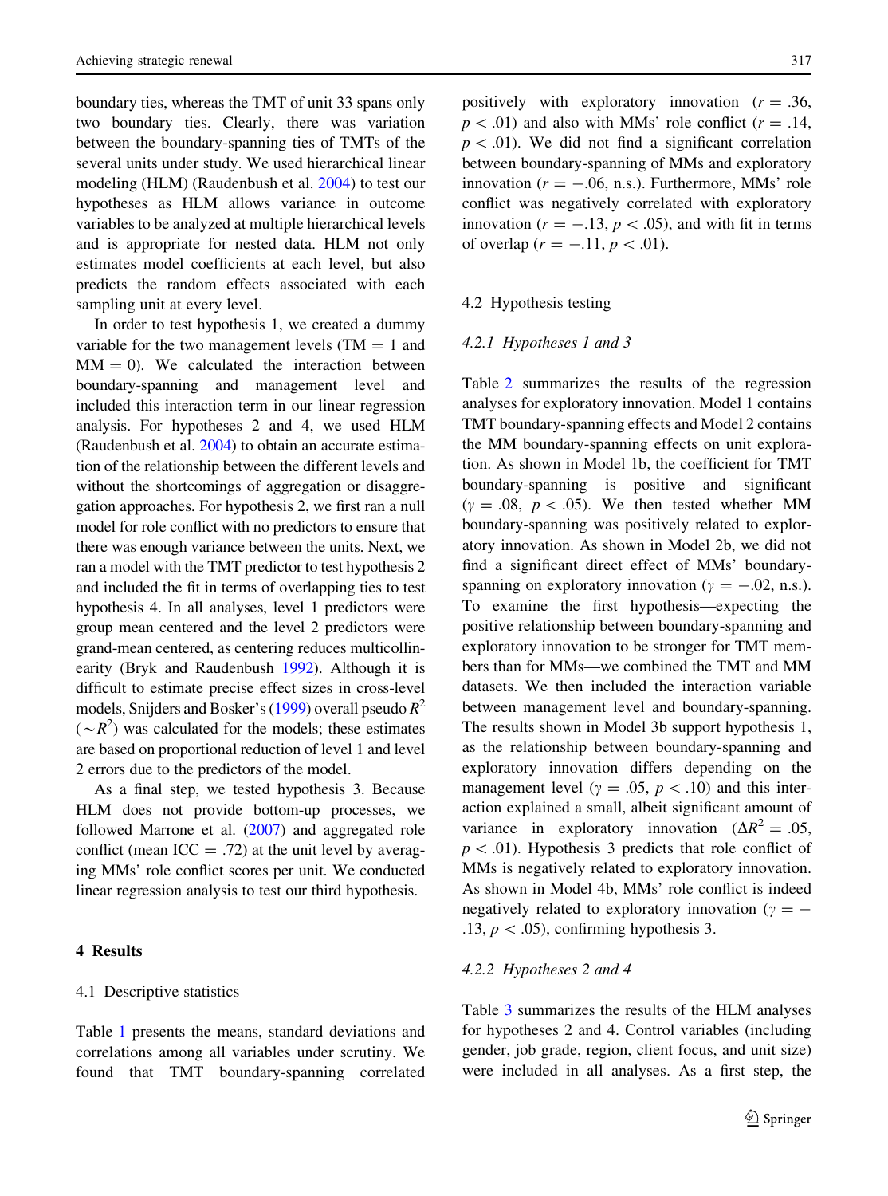boundary ties, whereas the TMT of unit 33 spans only two boundary ties. Clearly, there was variation between the boundary-spanning ties of TMTs of the several units under study. We used hierarchical linear modeling (HLM) (Raudenbush et al. 2004) to test our hypotheses as HLM allows variance in outcome variables to be analyzed at multiple hierarchical levels and is appropriate for nested data. HLM not only estimates model coefficients at each level, but also predicts the random effects associated with each sampling unit at every level.

In order to test hypothesis 1, we created a dummy variable for the two management levels (TM = 1 and MM = 0). We calculated the interaction between boundary-spanning and management level and included this interaction term in our linear regression analysis. For hypotheses 2 and 4, we used HLM (Raudenbush et al. 2004) to obtain an accurate estimation of the relationship between the different levels and without the shortcomings of aggregation or disaggregation approaches. For hypothesis 2, we first ran a null model for role conflict with no predictors to ensure that there was enough variance between the units. Next, we ran a model with the TMT predictor to test hypothesis 2 and included the fit in terms of overlapping ties to test hypothesis 4. In all analyses, level 1 predictors were group mean centered and the level 2 predictors were grand-mean centered, as centering reduces multicollinearity (Bryk and Raudenbush 1992). Although it is difficult to estimate precise effect sizes in cross-level models, Snijders and Bosker's (1999) overall pseudo $R^2$ ($\sim R^2$) was calculated for the models; these estimates are based on proportional reduction of level 1 and level 2 errors due to the predictors of the model.

As a final step, we tested hypothesis 3. Because HLM does not provide bottom-up processes, we followed Marrone et al. (2007) and aggregated role conflict (mean ICC = .72) at the unit level by averaging MMs' role conflict scores per unit. We conducted linear regression analysis to test our third hypothesis.

## 4 Results

### 4.1 Descriptive statistics

Table 1 presents the means, standard deviations and correlations among all variables under scrutiny. We found that TMT boundary-spanning correlated positively with exploratory innovation ($r = .36$, $p < .01$) and also with MMs' role conflict ($r = .14$, $p < .01$). We did not find a significant correlation between boundary-spanning of MMs and exploratory innovation ($r = -.06$, n.s.). Furthermore, MMs' role conflict was negatively correlated with exploratory innovation ($r = -.13$, $p < .05$), and with fit in terms of overlap ($r = -.11$, $p < .01$).

### 4.2 Hypothesis testing

#### *4.2.1 Hypotheses 1 and 3*

Table 2 summarizes the results of the regression analyses for exploratory innovation. Model 1 contains TMT boundary-spanning effects and Model 2 contains the MM boundary-spanning effects on unit exploration. As shown in Model 1b, the coefficient for TMT boundary-spanning is positive and significant ($\gamma = .08$, $p < .05$). We then tested whether MM boundary-spanning was positively related to exploratory innovation. As shown in Model 2b, we did not find a significant direct effect of MMs' boundary-spanning on exploratory innovation ($\gamma = -.02$, n.s.). To examine the first hypothesis—expecting the positive relationship between boundary-spanning and exploratory innovation to be stronger for TMT members than for MMs—we combined the TMT and MM datasets. We then included the interaction variable between management level and boundary-spanning. The results shown in Model 3b support hypothesis 1, as the relationship between boundary-spanning and exploratory innovation differs depending on the management level ($\gamma = .05$, $p < .10$) and this interaction explained a small, albeit significant amount of variance in exploratory innovation ($\Delta R^2 = .05$, $p < .01$). Hypothesis 3 predicts that role conflict of MMs is negatively related to exploratory innovation. As shown in Model 4b, MMs' role conflict is indeed negatively related to exploratory innovation ($\gamma = -.13$, $p < .05$), confirming hypothesis 3.

#### *4.2.2 Hypotheses 2 and 4*

Table 3 summarizes the results of the HLM analyses for hypotheses 2 and 4. Control variables (including gender, job grade, region, client focus, and unit size) were included in all analyses. As a first step, the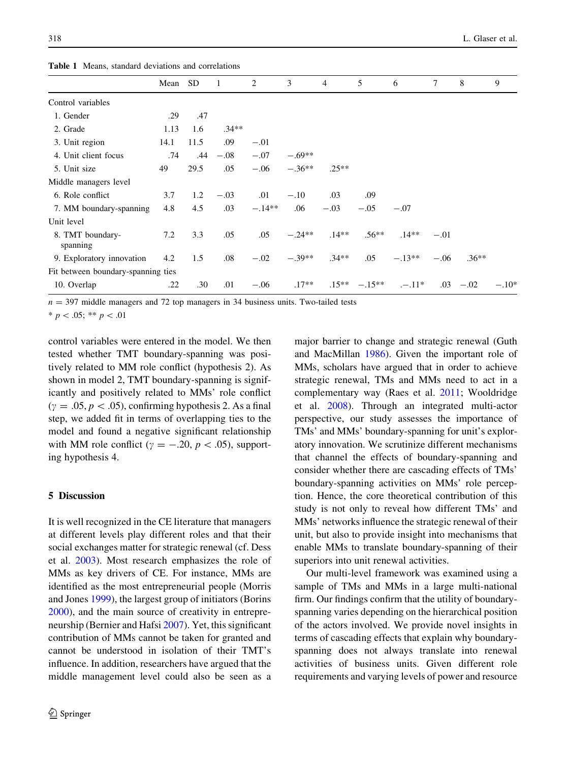**Table 1** Means, standard deviations and correlations

| | Mean | SD | 1 | 2 | 3 | 4 | 5 | 6 | 7 | 8 | 9 |
|---|---|---|---|---|---|---|---|---|---|---|---|
| Control variables | | | | | | | | | | | |
| 1. Gender | .29 | .47 | | | | | | | | | |
| 2. Grade | 1.13 | 1.6 | .34** | | | | | | | | |
| 3. Unit region | 14.1 | 11.5 | .09 | −.01 | | | | | | | |
| 4. Unit client focus | .74 | .44 | −.08 | −.07 | −.69** | | | | | | |
| 5. Unit size | 49 | 29.5 | .05 | −.06 | −.36** | .25** | | | | | |
| Middle managers level | | | | | | | | | | | |
| 6. Role conflict | 3.7 | 1.2 | −.03 | .01 | −.10 | .03 | .09 | | | | |
| 7. MM boundary-spanning | 4.8 | 4.5 | .03 | −.14** | .06 | −.03 | −.05 | −.07 | | | |
| Unit level | | | | | | | | | | | |
| 8. TMT boundary-spanning | 7.2 | 3.3 | .05 | .05 | −.24** | .14** | .56** | .14** | −.01 | | |
| 9. Exploratory innovation | 4.2 | 1.5 | .08 | −.02 | −.39** | .34** | .05 | −.13** | −.06 | .36** | |
| Fit between boundary-spanning ties | | | | | | | | | | | |
| 10. Overlap | .22 | .30 | .01 | −.06 | .17** | .15** | −.15** | .−.11* | .03 | −.02 | −.10* |

$n = 397$ middle managers and 72 top managers in 34 business units. Two-tailed tests

* $p < .05$; ** $p < .01$

control variables were entered in the model. We then tested whether TMT boundary-spanning was positively related to MM role conflict (hypothesis 2). As shown in model 2, TMT boundary-spanning is significantly and positively related to MMs' role conflict ($\gamma = .05, p < .05$), confirming hypothesis 2. As a final step, we added fit in terms of overlapping ties to the model and found a negative significant relationship with MM role conflict ($\gamma = -.20, p < .05$), supporting hypothesis 4.

## 5 Discussion

It is well recognized in the CE literature that managers at different levels play different roles and that their social exchanges matter for strategic renewal (cf. Dess et al. 2003). Most research emphasizes the role of MMs as key drivers of CE. For instance, MMs are identified as the most entrepreneurial people (Morris and Jones 1999), the largest group of initiators (Borins 2000), and the main source of creativity in entrepreneurship (Bernier and Hafsi 2007). Yet, this significant contribution of MMs cannot be taken for granted and cannot be understood in isolation of their TMT's influence. In addition, researchers have argued that the middle management level could also be seen as a major barrier to change and strategic renewal (Guth and MacMillan 1986). Given the important role of MMs, scholars have argued that in order to achieve strategic renewal, TMs and MMs need to act in a complementary way (Raes et al. 2011; Wooldridge et al. 2008). Through an integrated multi-actor perspective, our study assesses the importance of TMs' and MMs' boundary-spanning for unit's exploratory innovation. We scrutinize different mechanisms that channel the effects of boundary-spanning and consider whether there are cascading effects of TMs' boundary-spanning activities on MMs' role perception. Hence, the core theoretical contribution of this study is not only to reveal how different TMs' and MMs' networks influence the strategic renewal of their unit, but also to provide insight into mechanisms that enable MMs to translate boundary-spanning of their superiors into unit renewal activities.

Our multi-level framework was examined using a sample of TMs and MMs in a large multi-national firm. Our findings confirm that the utility of boundary-spanning varies depending on the hierarchical position of the actors involved. We provide novel insights in terms of cascading effects that explain why boundary-spanning does not always translate into renewal activities of business units. Given different role requirements and varying levels of power and resource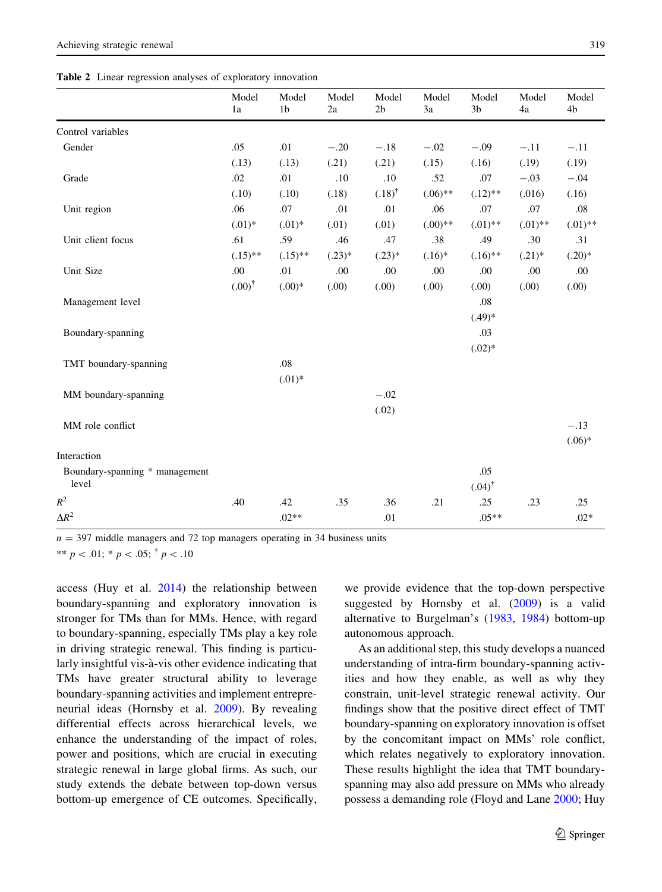**Table 2** Linear regression analyses of exploratory innovation

| | Model 1a | Model 1b | Model 2a | Model 2b | Model 3a | Model 3b | Model 4a | Model 4b |
|---|---|---|---|---|---|---|---|---|
| Control variables | | | | | | | | |
| Gender | .05 | .01 | −.20 | −.18 | −.02 | −.09 | −.11 | −.11 |
| | (.13) | (.13) | (.21) | (.21) | (.15) | (.16) | (.19) | (.19) |
| Grade | .02 | .01 | .10 | .10 | .52 | .07 | −.03 | −.04 |
| | (.10) | (.10) | (.18) | (.18)$^{\dagger}$ | (.06)** | (.12)** | (.016) | (.16) |
| Unit region | .06 | .07 | .01 | .01 | .06 | .07 | .07 | .08 |
| | (.01)* | (.01)* | (.01) | (.01) | (.00)** | (.01)** | (.01)** | (.01)** |
| Unit client focus | .61 | .59 | .46 | .47 | .38 | .49 | .30 | .31 |
| | (.15)** | (.15)** | (.23)* | (.23)* | (.16)* | (.16)** | (.21)* | (.20)* |
| Unit Size | .00 | .01 | .00 | .00 | .00 | .00 | .00 | .00 |
| | (.00)$^{\dagger}$ | (.00)* | (.00) | (.00) | (.00) | (.00) | (.00) | (.00) |
| Management level | | | | | | .08 | | |
| | | | | | | (.49)* | | |
| Boundary-spanning | | | | | | .03 | | |
| | | | | | | (.02)* | | |
| TMT boundary-spanning | | .08 | | | | | | |
| | | (.01)* | | | | | | |
| MM boundary-spanning | | | | −.02 | | | | |
| | | | | (.02) | | | | |
| MM role conflict | | | | | | | | −.13 |
| | | | | | | | | (.06)* |
| Interaction | | | | | | | | |
| Boundary-spanning * management level | | | | | | .05 | | |
| | | | | | | (.04)$^{\dagger}$ | | |
| $R^2$ | .40 | .42 | .35 | .36 | .21 | .25 | .23 | .25 |
| $\Delta R^2$ | | .02** | | .01 | | .05** | | .02* |

$n = 397$ middle managers and 72 top managers operating in 34 business units

** $p < .01$; * $p < .05$; $^{\dagger}$ $p < .10$

access (Huy et al. 2014) the relationship between boundary-spanning and exploratory innovation is stronger for TMs than for MMs. Hence, with regard to boundary-spanning, especially TMs play a key role in driving strategic renewal. This finding is particularly insightful vis-à-vis other evidence indicating that TMs have greater structural ability to leverage boundary-spanning activities and implement entrepreneurial ideas (Hornsby et al. 2009). By revealing differential effects across hierarchical levels, we enhance the understanding of the impact of roles, power and positions, which are crucial in executing strategic renewal in large global firms. As such, our study extends the debate between top-down versus bottom-up emergence of CE outcomes. Specifically, we provide evidence that the top-down perspective suggested by Hornsby et al. (2009) is a valid alternative to Burgelman's (1983, 1984) bottom-up autonomous approach.

As an additional step, this study develops a nuanced understanding of intra-firm boundary-spanning activities and how they enable, as well as why they constrain, unit-level strategic renewal activity. Our findings show that the positive direct effect of TMT boundary-spanning on exploratory innovation is offset by the concomitant impact on MMs' role conflict, which relates negatively to exploratory innovation. These results highlight the idea that TMT boundary-spanning may also add pressure on MMs who already possess a demanding role (Floyd and Lane 2000; Huy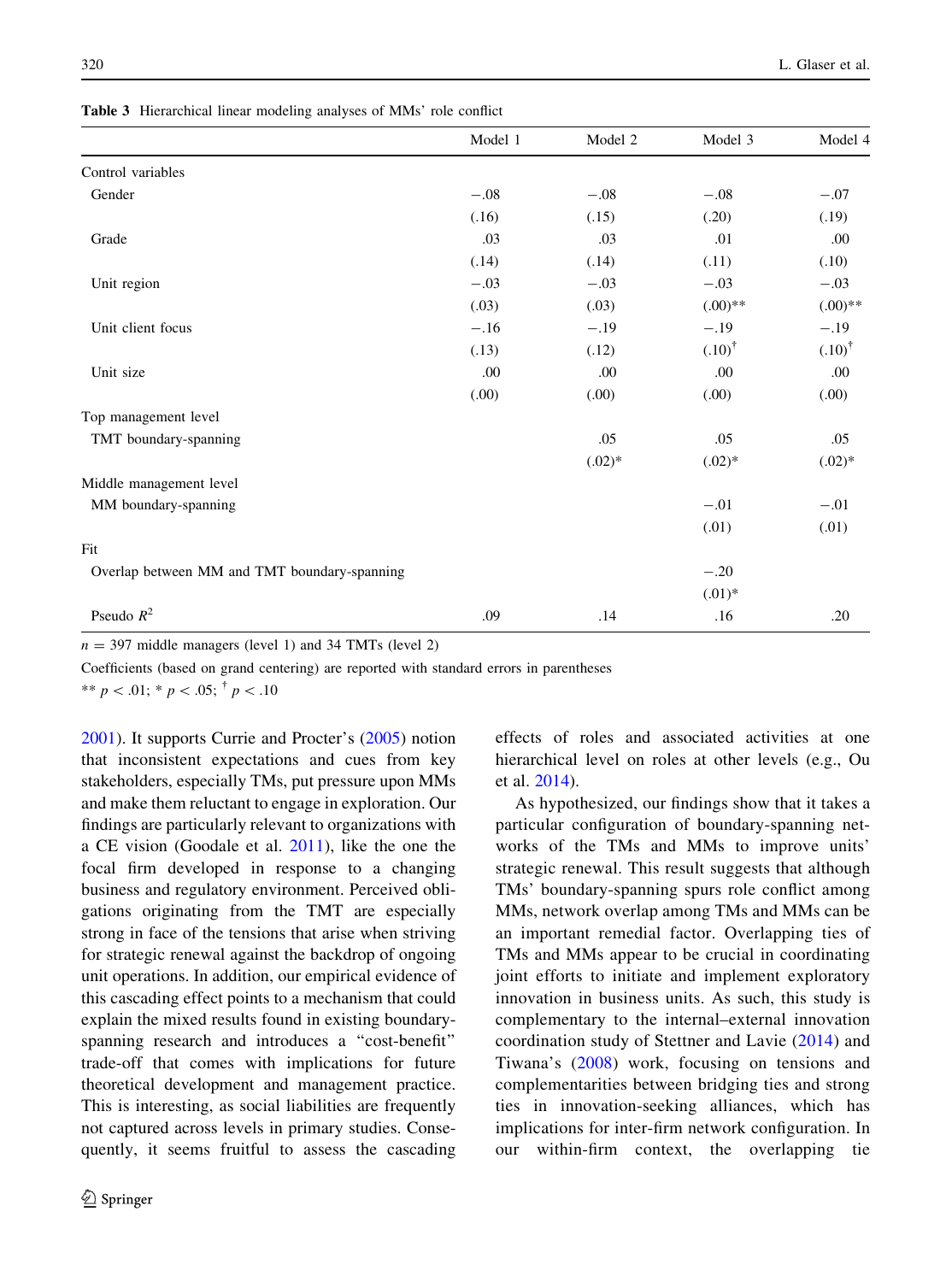**Table 3** Hierarchical linear modeling analyses of MMs' role conflict

| | Model 1 | Model 2 | Model 3 | Model 4 |
|---|---|---|---|---|
| Control variables | | | | |
| Gender | −.08 | −.08 | −.08 | −.07 |
| | (.16) | (.15) | (.20) | (.19) |
| Grade | .03 | .03 | .01 | .00 |
| | (.14) | (.14) | (.11) | (.10) |
| Unit region | −.03 | −.03 | −.03 | −.03 |
| | (.03) | (.03) | (.00)** | (.00)** |
| Unit client focus | −.16 | −.19 | −.19 | −.19 |
| | (.13) | (.12) | (.10)$^{\dagger}$ | (.10)$^{\dagger}$ |
| Unit size | .00 | .00 | .00 | .00 |
| | (.00) | (.00) | (.00) | (.00) |
| Top management level | | | | |
| TMT boundary-spanning | | .05 | .05 | .05 |
| | | (.02)* | (.02)* | (.02)* |
| Middle management level | | | | |
| MM boundary-spanning | | | −.01 | −.01 |
| | | | (.01) | (.01) |
| Fit | | | | |
| Overlap between MM and TMT boundary-spanning | | | −.20 | |
| | | | (.01)* | |
| Pseudo $R^2$ | .09 | .14 | .16 | .20 |

$n = 397$ middle managers (level 1) and 34 TMTs (level 2)

Coefficients (based on grand centering) are reported with standard errors in parentheses

** $p < .01$; * $p < .05$; $^{\dagger}$ $p < .10$

2001). It supports Currie and Procter's (2005) notion that inconsistent expectations and cues from key stakeholders, especially TMs, put pressure upon MMs and make them reluctant to engage in exploration. Our findings are particularly relevant to organizations with a CE vision (Goodale et al. 2011), like the one the focal firm developed in response to a changing business and regulatory environment. Perceived obligations originating from the TMT are especially strong in face of the tensions that arise when striving for strategic renewal against the backdrop of ongoing unit operations. In addition, our empirical evidence of this cascading effect points to a mechanism that could explain the mixed results found in existing boundary-spanning research and introduces a "cost-benefit" trade-off that comes with implications for future theoretical development and management practice. This is interesting, as social liabilities are frequently not captured across levels in primary studies. Consequently, it seems fruitful to assess the cascading effects of roles and associated activities at one hierarchical level on roles at other levels (e.g., Ou et al. 2014).

As hypothesized, our findings show that it takes a particular configuration of boundary-spanning networks of the TMs and MMs to improve units' strategic renewal. This result suggests that although TMs' boundary-spanning spurs role conflict among MMs, network overlap among TMs and MMs can be an important remedial factor. Overlapping ties of TMs and MMs appear to be crucial in coordinating joint efforts to initiate and implement exploratory innovation in business units. As such, this study is complementary to the internal–external innovation coordination study of Stettner and Lavie (2014) and Tiwana's (2008) work, focusing on tensions and complementarities between bridging ties and strong ties in innovation-seeking alliances, which has implications for inter-firm network configuration. In our within-firm context, the overlapping tie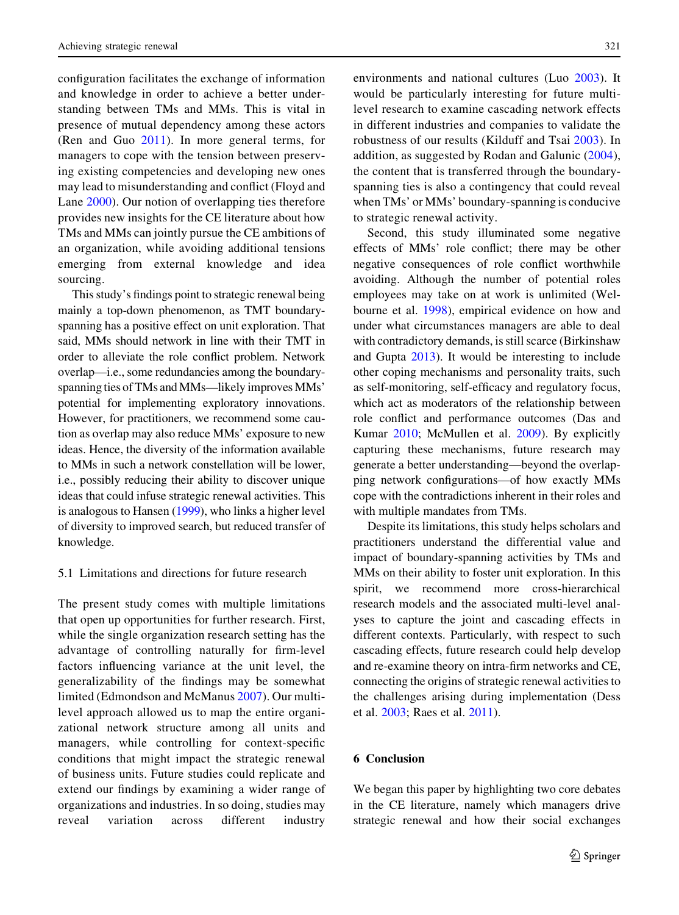configuration facilitates the exchange of information and knowledge in order to achieve a better understanding between TMs and MMs. This is vital in presence of mutual dependency among these actors (Ren and Guo 2011). In more general terms, for managers to cope with the tension between preserving existing competencies and developing new ones may lead to misunderstanding and conflict (Floyd and Lane 2000). Our notion of overlapping ties therefore provides new insights for the CE literature about how TMs and MMs can jointly pursue the CE ambitions of an organization, while avoiding additional tensions emerging from external knowledge and idea sourcing.

This study's findings point to strategic renewal being mainly a top-down phenomenon, as TMT boundary-spanning has a positive effect on unit exploration. That said, MMs should network in line with their TMT in order to alleviate the role conflict problem. Network overlap—i.e., some redundancies among the boundary-spanning ties of TMs and MMs—likely improves MMs' potential for implementing exploratory innovations. However, for practitioners, we recommend some caution as overlap may also reduce MMs' exposure to new ideas. Hence, the diversity of the information available to MMs in such a network constellation will be lower, i.e., possibly reducing their ability to discover unique ideas that could infuse strategic renewal activities. This is analogous to Hansen (1999), who links a higher level of diversity to improved search, but reduced transfer of knowledge.

### 5.1 Limitations and directions for future research

The present study comes with multiple limitations that open up opportunities for further research. First, while the single organization research setting has the advantage of controlling naturally for firm-level factors influencing variance at the unit level, the generalizability of the findings may be somewhat limited (Edmondson and McManus 2007). Our multi-level approach allowed us to map the entire organizational network structure among all units and managers, while controlling for context-specific conditions that might impact the strategic renewal of business units. Future studies could replicate and extend our findings by examining a wider range of organizations and industries. In so doing, studies may reveal variation across different industry environments and national cultures (Luo 2003). It would be particularly interesting for future multi-level research to examine cascading network effects in different industries and companies to validate the robustness of our results (Kilduff and Tsai 2003). In addition, as suggested by Rodan and Galunic (2004), the content that is transferred through the boundary-spanning ties is also a contingency that could reveal when TMs' or MMs' boundary-spanning is conducive to strategic renewal activity.

Second, this study illuminated some negative effects of MMs' role conflict; there may be other negative consequences of role conflict worthwhile avoiding. Although the number of potential roles employees may take on at work is unlimited (Welbourne et al. 1998), empirical evidence on how and under what circumstances managers are able to deal with contradictory demands, is still scarce (Birkinshaw and Gupta 2013). It would be interesting to include other coping mechanisms and personality traits, such as self-monitoring, self-efficacy and regulatory focus, which act as moderators of the relationship between role conflict and performance outcomes (Das and Kumar 2010; McMullen et al. 2009). By explicitly capturing these mechanisms, future research may generate a better understanding—beyond the overlapping network configurations—of how exactly MMs cope with the contradictions inherent in their roles and with multiple mandates from TMs.

Despite its limitations, this study helps scholars and practitioners understand the differential value and impact of boundary-spanning activities by TMs and MMs on their ability to foster unit exploration. In this spirit, we recommend more cross-hierarchical research models and the associated multi-level analyses to capture the joint and cascading effects in different contexts. Particularly, with respect to such cascading effects, future research could help develop and re-examine theory on intra-firm networks and CE, connecting the origins of strategic renewal activities to the challenges arising during implementation (Dess et al. 2003; Raes et al. 2011).

## 6 Conclusion

We began this paper by highlighting two core debates in the CE literature, namely which managers drive strategic renewal and how their social exchanges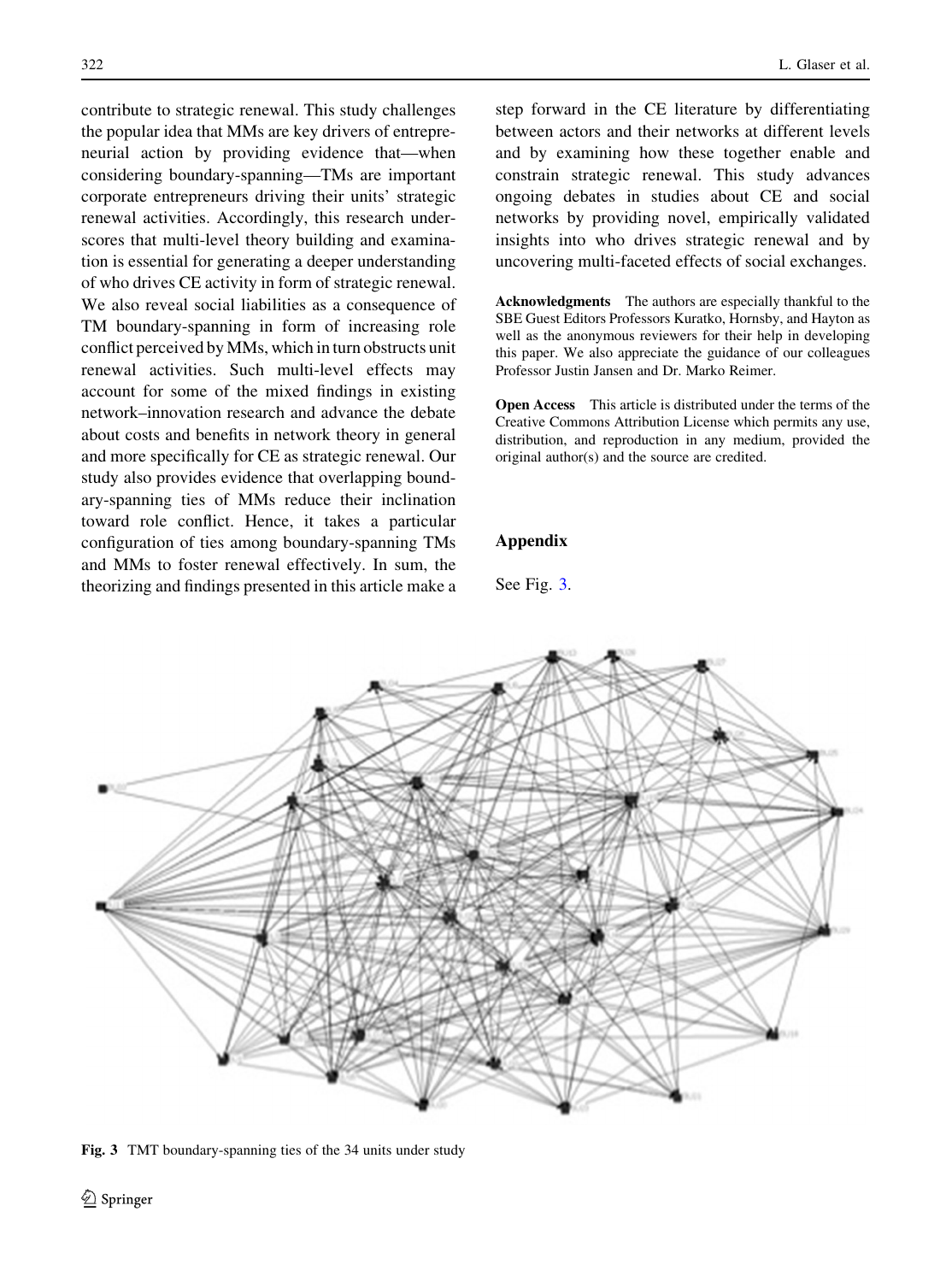contribute to strategic renewal. This study challenges the popular idea that MMs are key drivers of entrepreneurial action by providing evidence that—when considering boundary-spanning—TMs are important corporate entrepreneurs driving their units' strategic renewal activities. Accordingly, this research underscores that multi-level theory building and examination is essential for generating a deeper understanding of who drives CE activity in form of strategic renewal. We also reveal social liabilities as a consequence of TM boundary-spanning in form of increasing role conflict perceived by MMs, which in turn obstructs unit renewal activities. Such multi-level effects may account for some of the mixed findings in existing network–innovation research and advance the debate about costs and benefits in network theory in general and more specifically for CE as strategic renewal. Our study also provides evidence that overlapping boundary-spanning ties of MMs reduce their inclination toward role conflict. Hence, it takes a particular configuration of ties among boundary-spanning TMs and MMs to foster renewal effectively. In sum, the theorizing and findings presented in this article make a step forward in the CE literature by differentiating between actors and their networks at different levels and by examining how these together enable and constrain strategic renewal. This study advances ongoing debates in studies about CE and social networks by providing novel, empirically validated insights into who drives strategic renewal and by uncovering multi-faceted effects of social exchanges.

**Acknowledgments** The authors are especially thankful to the SBE Guest Editors Professors Kuratko, Hornsby, and Hayton as well as the anonymous reviewers for their help in developing this paper. We also appreciate the guidance of our colleagues Professor Justin Jansen and Dr. Marko Reimer.

**Open Access** This article is distributed under the terms of the Creative Commons Attribution License which permits any use, distribution, and reproduction in any medium, provided the original author(s) and the source are credited.

## Appendix

See Fig. 3.

**Fig. 3** TMT boundary-spanning ties of the 34 units under study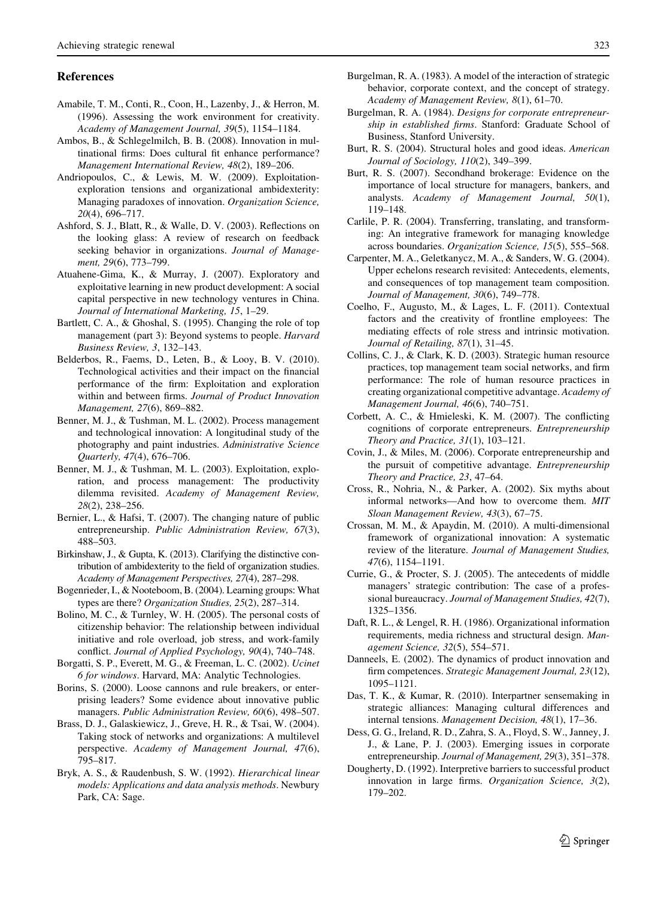## References

Amabile, T. M., Conti, R., Coon, H., Lazenby, J., & Herron, M. (1996). Assessing the work environment for creativity. *Academy of Management Journal, 39*(5), 1154–1184.

Ambos, B., & Schlegelmilch, B. B. (2008). Innovation in multinational firms: Does cultural fit enhance performance? *Management International Review, 48*(2), 189–206.

Andriopoulos, C., & Lewis, M. W. (2009). Exploitation-exploration tensions and organizational ambidexterity: Managing paradoxes of innovation. *Organization Science, 20*(4), 696–717.

Ashford, S. J., Blatt, R., & Walle, D. V. (2003). Reflections on the looking glass: A review of research on feedback seeking behavior in organizations. *Journal of Management, 29*(6), 773–799.

Atuahene-Gima, K., & Murray, J. (2007). Exploratory and exploitative learning in new product development: A social capital perspective in new technology ventures in China. *Journal of International Marketing, 15*, 1–29.

Bartlett, C. A., & Ghoshal, S. (1995). Changing the role of top management (part 3): Beyond systems to people. *Harvard Business Review, 3*, 132–143.

Belderbos, R., Faems, D., Leten, B., & Looy, B. V. (2010). Technological activities and their impact on the financial performance of the firm: Exploitation and exploration within and between firms. *Journal of Product Innovation Management, 27*(6), 869–882.

Benner, M. J., & Tushman, M. L. (2002). Process management and technological innovation: A longitudinal study of the photography and paint industries. *Administrative Science Quarterly, 47*(4), 676–706.

Benner, M. J., & Tushman, M. L. (2003). Exploitation, exploration, and process management: The productivity dilemma revisited. *Academy of Management Review, 28*(2), 238–256.

Bernier, L., & Hafsi, T. (2007). The changing nature of public entrepreneurship. *Public Administration Review, 67*(3), 488–503.

Birkinshaw, J., & Gupta, K. (2013). Clarifying the distinctive contribution of ambidexterity to the field of organization studies. *Academy of Management Perspectives, 27*(4), 287–298.

Bogenrieder, I., & Nooteboom, B. (2004). Learning groups: What types are there? *Organization Studies, 25*(2), 287–314.

Bolino, M. C., & Turnley, W. H. (2005). The personal costs of citizenship behavior: The relationship between individual initiative and role overload, job stress, and work-family conflict. *Journal of Applied Psychology, 90*(4), 740–748.

Borgatti, S. P., Everett, M. G., & Freeman, L. C. (2002). *Ucinet 6 for windows*. Harvard, MA: Analytic Technologies.

Borins, S. (2000). Loose cannons and rule breakers, or enterprising leaders? Some evidence about innovative public managers. *Public Administration Review, 60*(6), 498–507.

Brass, D. J., Galaskiewicz, J., Greve, H. R., & Tsai, W. (2004). Taking stock of networks and organizations: A multilevel perspective. *Academy of Management Journal, 47*(6), 795–817.

Bryk, A. S., & Raudenbush, S. W. (1992). *Hierarchical linear models: Applications and data analysis methods*. Newbury Park, CA: Sage.

Burgelman, R. A. (1983). A model of the interaction of strategic behavior, corporate context, and the concept of strategy. *Academy of Management Review, 8*(1), 61–70.

Burgelman, R. A. (1984). *Designs for corporate entrepreneurship in established firms*. Stanford: Graduate School of Business, Stanford University.

Burt, R. S. (2004). Structural holes and good ideas. *American Journal of Sociology, 110*(2), 349–399.

Burt, R. S. (2007). Secondhand brokerage: Evidence on the importance of local structure for managers, bankers, and analysts. *Academy of Management Journal, 50*(1), 119–148.

Carlile, P. R. (2004). Transferring, translating, and transforming: An integrative framework for managing knowledge across boundaries. *Organization Science, 15*(5), 555–568.

Carpenter, M. A., Geletkanycz, M. A., & Sanders, W. G. (2004). Upper echelons research revisited: Antecedents, elements, and consequences of top management team composition. *Journal of Management, 30*(6), 749–778.

Coelho, F., Augusto, M., & Lages, L. F. (2011). Contextual factors and the creativity of frontline employees: The mediating effects of role stress and intrinsic motivation. *Journal of Retailing, 87*(1), 31–45.

Collins, C. J., & Clark, K. D. (2003). Strategic human resource practices, top management team social networks, and firm performance: The role of human resource practices in creating organizational competitive advantage. *Academy of Management Journal, 46*(6), 740–751.

Corbett, A. C., & Hmieleski, K. M. (2007). The conflicting cognitions of corporate entrepreneurs. *Entrepreneurship Theory and Practice, 31*(1), 103–121.

Covin, J., & Miles, M. (2006). Corporate entrepreneurship and the pursuit of competitive advantage. *Entrepreneurship Theory and Practice, 23*, 47–64.

Cross, R., Nohria, N., & Parker, A. (2002). Six myths about informal networks—And how to overcome them. *MIT Sloan Management Review, 43*(3), 67–75.

Crossan, M. M., & Apaydin, M. (2010). A multi-dimensional framework of organizational innovation: A systematic review of the literature. *Journal of Management Studies, 47*(6), 1154–1191.

Currie, G., & Procter, S. J. (2005). The antecedents of middle managers' strategic contribution: The case of a professional bureaucracy. *Journal of Management Studies, 42*(7), 1325–1356.

Daft, R. L., & Lengel, R. H. (1986). Organizational information requirements, media richness and structural design. *Management Science, 32*(5), 554–571.

Danneels, E. (2002). The dynamics of product innovation and firm competences. *Strategic Management Journal, 23*(12), 1095–1121.

Das, T. K., & Kumar, R. (2010). Interpartner sensemaking in strategic alliances: Managing cultural differences and internal tensions. *Management Decision, 48*(1), 17–36.

Dess, G. G., Ireland, R. D., Zahra, S. A., Floyd, S. W., Janney, J. J., & Lane, P. J. (2003). Emerging issues in corporate entrepreneurship. *Journal of Management, 29*(3), 351–378.

Dougherty, D. (1992). Interpretive barriers to successful product innovation in large firms. *Organization Science, 3*(2), 179–202.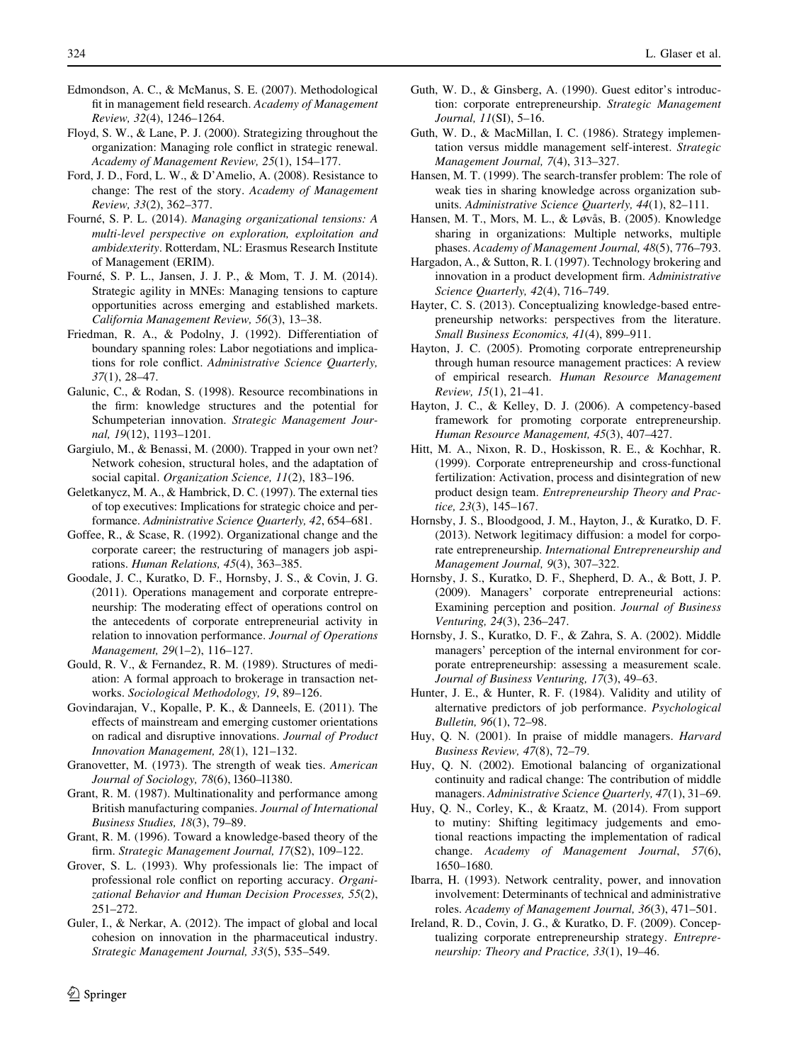Edmondson, A. C., & McManus, S. E. (2007). Methodological fit in management field research. *Academy of Management Review, 32*(4), 1246–1264.

Floyd, S. W., & Lane, P. J. (2000). Strategizing throughout the organization: Managing role conflict in strategic renewal. *Academy of Management Review, 25*(1), 154–177.

Ford, J. D., Ford, L. W., & D'Amelio, A. (2008). Resistance to change: The rest of the story. *Academy of Management Review, 33*(2), 362–377.

Fourné, S. P. L. (2014). *Managing organizational tensions: A multi-level perspective on exploration, exploitation and ambidexterity*. Rotterdam, NL: Erasmus Research Institute of Management (ERIM).

Fourné, S. P. L., Jansen, J. J. P., & Mom, T. J. M. (2014). Strategic agility in MNEs: Managing tensions to capture opportunities across emerging and established markets. *California Management Review, 56*(3), 13–38.

Friedman, R. A., & Podolny, J. (1992). Differentiation of boundary spanning roles: Labor negotiations and implications for role conflict. *Administrative Science Quarterly, 37*(1), 28–47.

Galunic, C., & Rodan, S. (1998). Resource recombinations in the firm: knowledge structures and the potential for Schumpeterian innovation. *Strategic Management Journal, 19*(12), 1193–1201.

Gargiulo, M., & Benassi, M. (2000). Trapped in your own net? Network cohesion, structural holes, and the adaptation of social capital. *Organization Science, 11*(2), 183–196.

Geletkanycz, M. A., & Hambrick, D. C. (1997). The external ties of top executives: Implications for strategic choice and performance. *Administrative Science Quarterly, 42*, 654–681.

Goffee, R., & Scase, R. (1992). Organizational change and the corporate career; the restructuring of managers job aspirations. *Human Relations, 45*(4), 363–385.

Goodale, J. C., Kuratko, D. F., Hornsby, J. S., & Covin, J. G. (2011). Operations management and corporate entrepreneurship: The moderating effect of operations control on the antecedents of corporate entrepreneurial activity in relation to innovation performance. *Journal of Operations Management, 29*(1–2), 116–127.

Gould, R. V., & Fernandez, R. M. (1989). Structures of mediation: A formal approach to brokerage in transaction networks. *Sociological Methodology, 19*, 89–126.

Govindarajan, V., Kopalle, P. K., & Danneels, E. (2011). The effects of mainstream and emerging customer orientations on radical and disruptive innovations. *Journal of Product Innovation Management, 28*(1), 121–132.

Granovetter, M. (1973). The strength of weak ties. *American Journal of Sociology, 78*(6), l360–l1380.

Grant, R. M. (1987). Multinationality and performance among British manufacturing companies. *Journal of International Business Studies, 18*(3), 79–89.

Grant, R. M. (1996). Toward a knowledge-based theory of the firm. *Strategic Management Journal, 17*(S2), 109–122.

Grover, S. L. (1993). Why professionals lie: The impact of professional role conflict on reporting accuracy. *Organizational Behavior and Human Decision Processes, 55*(2), 251–272.

Guler, I., & Nerkar, A. (2012). The impact of global and local cohesion on innovation in the pharmaceutical industry. *Strategic Management Journal, 33*(5), 535–549.

Guth, W. D., & Ginsberg, A. (1990). Guest editor's introduction: corporate entrepreneurship. *Strategic Management Journal, 11*(SI), 5–16.

Guth, W. D., & MacMillan, I. C. (1986). Strategy implementation versus middle management self-interest. *Strategic Management Journal, 7*(4), 313–327.

Hansen, M. T. (1999). The search-transfer problem: The role of weak ties in sharing knowledge across organization subunits. *Administrative Science Quarterly, 44*(1), 82–111.

Hansen, M. T., Mors, M. L., & Løvås, B. (2005). Knowledge sharing in organizations: Multiple networks, multiple phases. *Academy of Management Journal, 48*(5), 776–793.

Hargadon, A., & Sutton, R. I. (1997). Technology brokering and innovation in a product development firm. *Administrative Science Quarterly, 42*(4), 716–749.

Hayter, C. S. (2013). Conceptualizing knowledge-based entrepreneurship networks: perspectives from the literature. *Small Business Economics, 41*(4), 899–911.

Hayton, J. C. (2005). Promoting corporate entrepreneurship through human resource management practices: A review of empirical research. *Human Resource Management Review, 15*(1), 21–41.

Hayton, J. C., & Kelley, D. J. (2006). A competency-based framework for promoting corporate entrepreneurship. *Human Resource Management, 45*(3), 407–427.

Hitt, M. A., Nixon, R. D., Hoskisson, R. E., & Kochhar, R. (1999). Corporate entrepreneurship and cross-functional fertilization: Activation, process and disintegration of new product design team. *Entrepreneurship Theory and Practice, 23*(3), 145–167.

Hornsby, J. S., Bloodgood, J. M., Hayton, J., & Kuratko, D. F. (2013). Network legitimacy diffusion: a model for corporate entrepreneurship. *International Entrepreneurship and Management Journal, 9*(3), 307–322.

Hornsby, J. S., Kuratko, D. F., Shepherd, D. A., & Bott, J. P. (2009). Managers' corporate entrepreneurial actions: Examining perception and position. *Journal of Business Venturing, 24*(3), 236–247.

Hornsby, J. S., Kuratko, D. F., & Zahra, S. A. (2002). Middle managers' perception of the internal environment for corporate entrepreneurship: assessing a measurement scale. *Journal of Business Venturing, 17*(3), 49–63.

Hunter, J. E., & Hunter, R. F. (1984). Validity and utility of alternative predictors of job performance. *Psychological Bulletin, 96*(1), 72–98.

Huy, Q. N. (2001). In praise of middle managers. *Harvard Business Review, 47*(8), 72–79.

Huy, Q. N. (2002). Emotional balancing of organizational continuity and radical change: The contribution of middle managers. *Administrative Science Quarterly, 47*(1), 31–69.

Huy, Q. N., Corley, K., & Kraatz, M. (2014). From support to mutiny: Shifting legitimacy judgements and emotional reactions impacting the implementation of radical change. *Academy of Management Journal*, *57*(6), 1650–1680.

Ibarra, H. (1993). Network centrality, power, and innovation involvement: Determinants of technical and administrative roles. *Academy of Management Journal, 36*(3), 471–501.

Ireland, R. D., Covin, J. G., & Kuratko, D. F. (2009). Conceptualizing corporate entrepreneurship strategy. *Entrepreneurship: Theory and Practice, 33*(1), 19–46.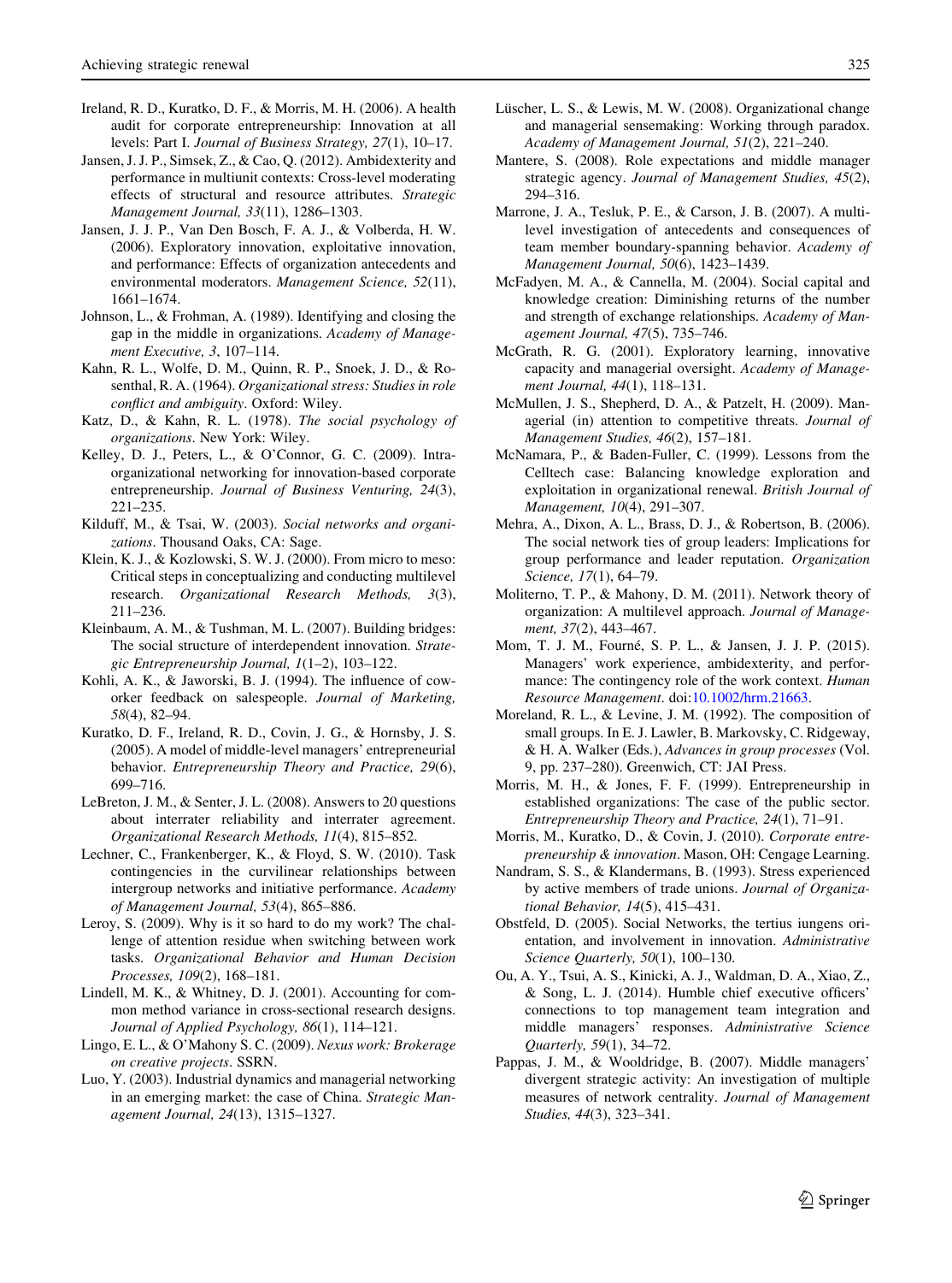Ireland, R. D., Kuratko, D. F., & Morris, M. H. (2006). A health audit for corporate entrepreneurship: Innovation at all levels: Part I. *Journal of Business Strategy, 27*(1), 10–17.

Jansen, J. J. P., Simsek, Z., & Cao, Q. (2012). Ambidexterity and performance in multiunit contexts: Cross-level moderating effects of structural and resource attributes. *Strategic Management Journal, 33*(11), 1286–1303.

Jansen, J. J. P., Van Den Bosch, F. A. J., & Volberda, H. W. (2006). Exploratory innovation, exploitative innovation, and performance: Effects of organization antecedents and environmental moderators. *Management Science, 52*(11), 1661–1674.

Johnson, L., & Frohman, A. (1989). Identifying and closing the gap in the middle in organizations. *Academy of Management Executive, 3*, 107–114.

Kahn, R. L., Wolfe, D. M., Quinn, R. P., Snoek, J. D., & Rosenthal, R. A. (1964). *Organizational stress: Studies in role conflict and ambiguity*. Oxford: Wiley.

Katz, D., & Kahn, R. L. (1978). *The social psychology of organizations*. New York: Wiley.

Kelley, D. J., Peters, L., & O'Connor, G. C. (2009). Intra-organizational networking for innovation-based corporate entrepreneurship. *Journal of Business Venturing, 24*(3), 221–235.

Kilduff, M., & Tsai, W. (2003). *Social networks and organizations*. Thousand Oaks, CA: Sage.

Klein, K. J., & Kozlowski, S. W. J. (2000). From micro to meso: Critical steps in conceptualizing and conducting multilevel research. *Organizational Research Methods, 3*(3), 211–236.

Kleinbaum, A. M., & Tushman, M. L. (2007). Building bridges: The social structure of interdependent innovation. *Strategic Entrepreneurship Journal, 1*(1–2), 103–122.

Kohli, A. K., & Jaworski, B. J. (1994). The influence of coworker feedback on salespeople. *Journal of Marketing, 58*(4), 82–94.

Kuratko, D. F., Ireland, R. D., Covin, J. G., & Hornsby, J. S. (2005). A model of middle-level managers' entrepreneurial behavior. *Entrepreneurship Theory and Practice, 29*(6), 699–716.

LeBreton, J. M., & Senter, J. L. (2008). Answers to 20 questions about interrater reliability and interrater agreement. *Organizational Research Methods, 11*(4), 815–852.

Lechner, C., Frankenberger, K., & Floyd, S. W. (2010). Task contingencies in the curvilinear relationships between intergroup networks and initiative performance. *Academy of Management Journal, 53*(4), 865–886.

Leroy, S. (2009). Why is it so hard to do my work? The challenge of attention residue when switching between work tasks. *Organizational Behavior and Human Decision Processes, 109*(2), 168–181.

Lindell, M. K., & Whitney, D. J. (2001). Accounting for common method variance in cross-sectional research designs. *Journal of Applied Psychology, 86*(1), 114–121.

Lingo, E. L., & O'Mahony S. C. (2009). *Nexus work: Brokerage on creative projects*. SSRN.

Luo, Y. (2003). Industrial dynamics and managerial networking in an emerging market: the case of China. *Strategic Management Journal, 24*(13), 1315–1327.

Lüscher, L. S., & Lewis, M. W. (2008). Organizational change and managerial sensemaking: Working through paradox. *Academy of Management Journal, 51*(2), 221–240.

Mantere, S. (2008). Role expectations and middle manager strategic agency. *Journal of Management Studies, 45*(2), 294–316.

Marrone, J. A., Tesluk, P. E., & Carson, J. B. (2007). A multilevel investigation of antecedents and consequences of team member boundary-spanning behavior. *Academy of Management Journal, 50*(6), 1423–1439.

McFadyen, M. A., & Cannella, M. (2004). Social capital and knowledge creation: Diminishing returns of the number and strength of exchange relationships. *Academy of Management Journal, 47*(5), 735–746.

McGrath, R. G. (2001). Exploratory learning, innovative capacity and managerial oversight. *Academy of Management Journal, 44*(1), 118–131.

McMullen, J. S., Shepherd, D. A., & Patzelt, H. (2009). Managerial (in) attention to competitive threats. *Journal of Management Studies, 46*(2), 157–181.

McNamara, P., & Baden-Fuller, C. (1999). Lessons from the Celltech case: Balancing knowledge exploration and exploitation in organizational renewal. *British Journal of Management, 10*(4), 291–307.

Mehra, A., Dixon, A. L., Brass, D. J., & Robertson, B. (2006). The social network ties of group leaders: Implications for group performance and leader reputation. *Organization Science, 17*(1), 64–79.

Moliterno, T. P., & Mahony, D. M. (2011). Network theory of organization: A multilevel approach. *Journal of Management, 37*(2), 443–467.

Mom, T. J. M., Fourné, S. P. L., & Jansen, J. J. P. (2015). Managers' work experience, ambidexterity, and performance: The contingency role of the work context. *Human Resource Management*. doi:10.1002/hrm.21663.

Moreland, R. L., & Levine, J. M. (1992). The composition of small groups. In E. J. Lawler, B. Markovsky, C. Ridgeway, & H. A. Walker (Eds.), *Advances in group processes* (Vol. 9, pp. 237–280). Greenwich, CT: JAI Press.

Morris, M. H., & Jones, F. F. (1999). Entrepreneurship in established organizations: The case of the public sector. *Entrepreneurship Theory and Practice, 24*(1), 71–91.

Morris, M., Kuratko, D., & Covin, J. (2010). *Corporate entrepreneurship & innovation*. Mason, OH: Cengage Learning.

Nandram, S. S., & Klandermans, B. (1993). Stress experienced by active members of trade unions. *Journal of Organizational Behavior, 14*(5), 415–431.

Obstfeld, D. (2005). Social Networks, the tertius iungens orientation, and involvement in innovation. *Administrative Science Quarterly, 50*(1), 100–130.

Ou, A. Y., Tsui, A. S., Kinicki, A. J., Waldman, D. A., Xiao, Z., & Song, L. J. (2014). Humble chief executive officers' connections to top management team integration and middle managers' responses. *Administrative Science Quarterly, 59*(1), 34–72.

Pappas, J. M., & Wooldridge, B. (2007). Middle managers' divergent strategic activity: An investigation of multiple measures of network centrality. *Journal of Management Studies, 44*(3), 323–341.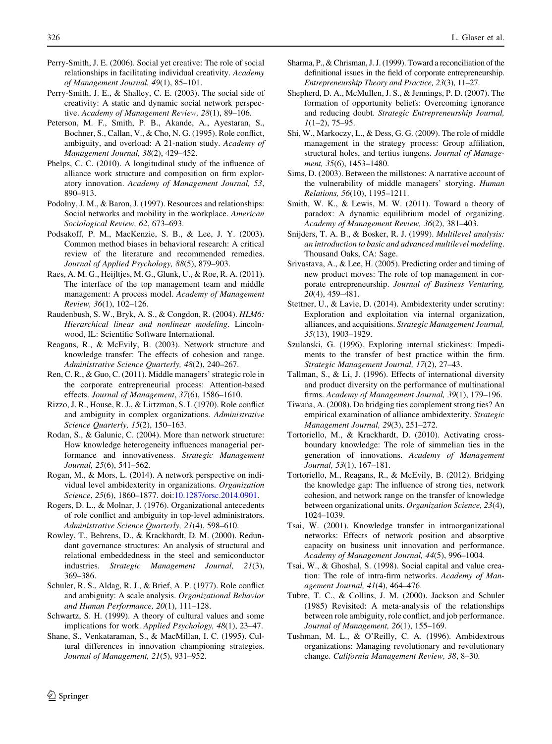Perry-Smith, J. E. (2006). Social yet creative: The role of social relationships in facilitating individual creativity. *Academy of Management Journal, 49*(1), 85–101.

Perry-Smith, J. E., & Shalley, C. E. (2003). The social side of creativity: A static and dynamic social network perspective. *Academy of Management Review, 28*(1), 89–106.

Peterson, M. F., Smith, P. B., Akande, A., Ayestaran, S., Bochner, S., Callan, V., & Cho, N. G. (1995). Role conflict, ambiguity, and overload: A 21-nation study. *Academy of Management Journal, 38*(2), 429–452.

Phelps, C. C. (2010). A longitudinal study of the influence of alliance work structure and composition on firm exploratory innovation. *Academy of Management Journal, 53*, 890–913.

Podolny, J. M., & Baron, J. (1997). Resources and relationships: Social networks and mobility in the workplace. *American Sociological Review, 62*, 673–693.

Podsakoff, P. M., MacKenzie, S. B., & Lee, J. Y. (2003). Common method biases in behavioral research: A critical review of the literature and recommended remedies. *Journal of Applied Psychology, 88*(5), 879–903.

Raes, A. M. G., Heijltjes, M. G., Glunk, U., & Roe, R. A. (2011). The interface of the top management team and middle management: A process model. *Academy of Management Review, 36*(1), 102–126.

Raudenbush, S. W., Bryk, A. S., & Congdon, R. (2004). *HLM6: Hierarchical linear and nonlinear modeling*. Lincolnwood, IL: Scientific Software International.

Reagans, R., & McEvily, B. (2003). Network structure and knowledge transfer: The effects of cohesion and range. *Administrative Science Quarterly, 48*(2), 240–267.

Ren, C. R., & Guo, C. (2011). Middle managers' strategic role in the corporate entrepreneurial process: Attention-based effects. *Journal of Management*, *37*(6), 1586–1610.

Rizzo, J. R., House, R. J., & Lirtzman, S. I. (1970). Role conflict and ambiguity in complex organizations. *Administrative Science Quarterly, 15*(2), 150–163.

Rodan, S., & Galunic, C. (2004). More than network structure: How knowledge heterogeneity influences managerial performance and innovativeness. *Strategic Management Journal, 25*(6), 541–562.

Rogan, M., & Mors, L. (2014). A network perspective on individual level ambidexterity in organizations. *Organization Science*, *25*(6), 1860–1877. doi:10.1287/orsc.2014.0901.

Rogers, D. L., & Molnar, J. (1976). Organizational antecedents of role conflict and ambiguity in top-level administrators. *Administrative Science Quarterly, 21*(4), 598–610.

Rowley, T., Behrens, D., & Krackhardt, D. M. (2000). Redundant governance structures: An analysis of structural and relational embeddedness in the steel and semiconductor industries. *Strategic Management Journal, 21*(3), 369–386.

Schuler, R. S., Aldag, R. J., & Brief, A. P. (1977). Role conflict and ambiguity: A scale analysis. *Organizational Behavior and Human Performance, 20*(1), 111–128.

Schwartz, S. H. (1999). A theory of cultural values and some implications for work. *Applied Psychology, 48*(1), 23–47.

Shane, S., Venkataraman, S., & MacMillan, I. C. (1995). Cultural differences in innovation championing strategies. *Journal of Management, 21*(5), 931–952.

Sharma, P., & Chrisman, J. J. (1999). Toward a reconciliation of the definitional issues in the field of corporate entrepreneurship. *Entrepreneurship Theory and Practice, 23*(3), 11–27.

Shepherd, D. A., McMullen, J. S., & Jennings, P. D. (2007). The formation of opportunity beliefs: Overcoming ignorance and reducing doubt. *Strategic Entrepreneurship Journal, 1*(1–2), 75–95.

Shi, W., Markoczy, L., & Dess, G. G. (2009). The role of middle management in the strategy process: Group affiliation, structural holes, and tertius iungens. *Journal of Management, 35*(6), 1453–1480.

Sims, D. (2003). Between the millstones: A narrative account of the vulnerability of middle managers' storying. *Human Relations, 56*(10), 1195–1211.

Smith, W. K., & Lewis, M. W. (2011). Toward a theory of paradox: A dynamic equilibrium model of organizing. *Academy of Management Review, 36*(2), 381–403.

Snijders, T. A. B., & Bosker, R. J. (1999). *Multilevel analysis: an introduction to basic and advanced multilevel modeling*. Thousand Oaks, CA: Sage.

Srivastava, A., & Lee, H. (2005). Predicting order and timing of new product moves: The role of top management in corporate entrepreneurship. *Journal of Business Venturing, 20*(4), 459–481.

Stettner, U., & Lavie, D. (2014). Ambidexterity under scrutiny: Exploration and exploitation via internal organization, alliances, and acquisitions. *Strategic Management Journal, 35*(13), 1903–1929.

Szulanski, G. (1996). Exploring internal stickiness: Impediments to the transfer of best practice within the firm. *Strategic Management Journal, 17*(2), 27–43.

Tallman, S., & Li, J. (1996). Effects of international diversity and product diversity on the performance of multinational firms. *Academy of Management Journal, 39*(1), 179–196.

Tiwana, A. (2008). Do bridging ties complement strong ties? An empirical examination of alliance ambidexterity. *Strategic Management Journal, 29*(3), 251–272.

Tortoriello, M., & Krackhardt, D. (2010). Activating cross-boundary knowledge: The role of simmelian ties in the generation of innovations. *Academy of Management Journal, 53*(1), 167–181.

Tortoriello, M., Reagans, R., & McEvily, B. (2012). Bridging the knowledge gap: The influence of strong ties, network cohesion, and network range on the transfer of knowledge between organizational units. *Organization Science, 23*(4), 1024–1039.

Tsai, W. (2001). Knowledge transfer in intraorganizational networks: Effects of network position and absorptive capacity on business unit innovation and performance. *Academy of Management Journal, 44*(5), 996–1004.

Tsai, W., & Ghoshal, S. (1998). Social capital and value creation: The role of intra-firm networks. *Academy of Management Journal, 41*(4), 464–476.

Tubre, T. C., & Collins, J. M. (2000). Jackson and Schuler (1985) Revisited: A meta-analysis of the relationships between role ambiguity, role conflict, and job performance. *Journal of Management, 26*(1), 155–169.

Tushman, M. L., & O'Reilly, C. A. (1996). Ambidextrous organizations: Managing revolutionary and revolutionary change. *California Management Review, 38*, 8–30.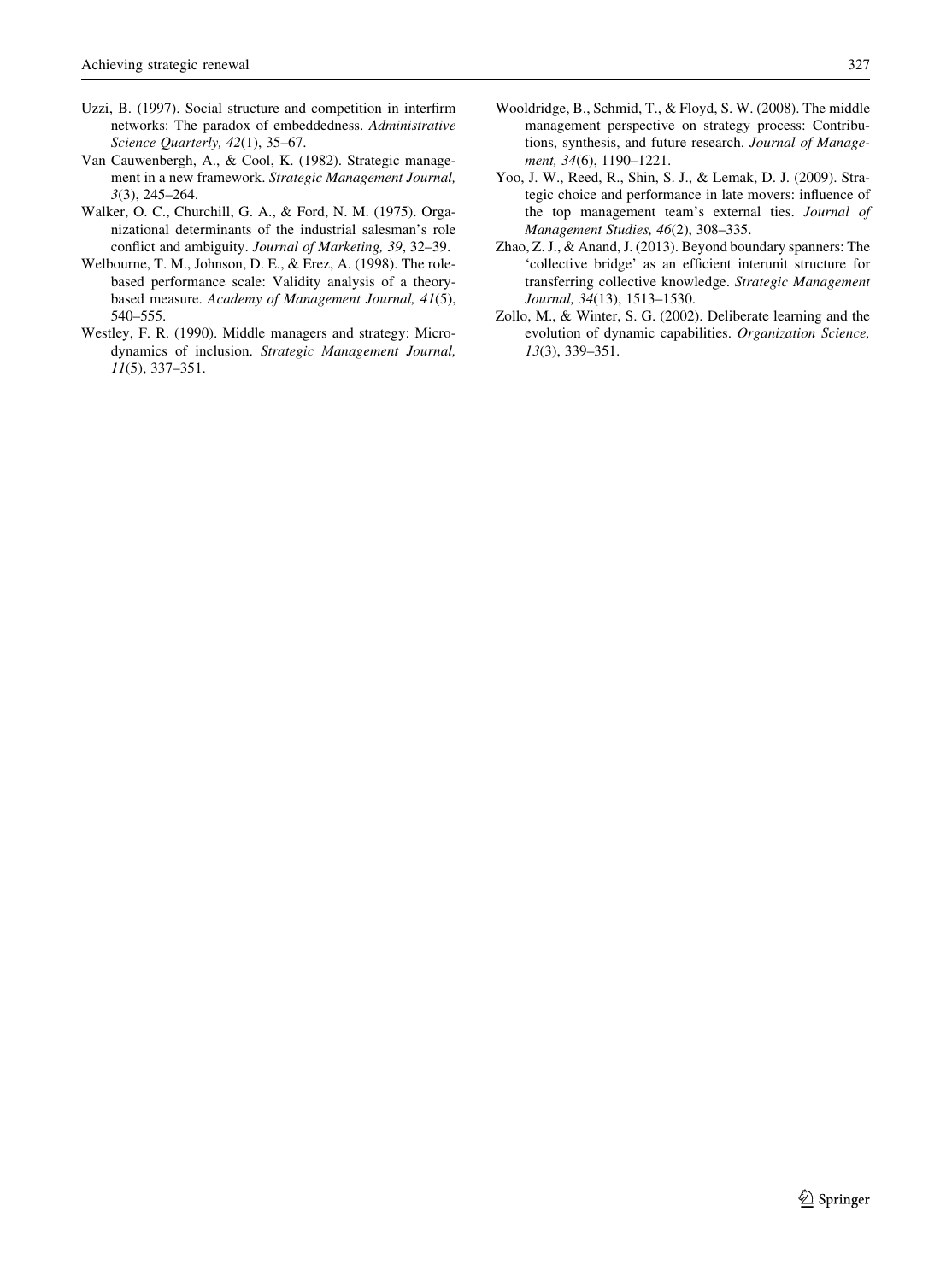Uzzi, B. (1997). Social structure and competition in interfirm networks: The paradox of embeddedness. *Administrative Science Quarterly, 42*(1), 35–67.

Van Cauwenbergh, A., & Cool, K. (1982). Strategic management in a new framework. *Strategic Management Journal, 3*(3), 245–264.

Walker, O. C., Churchill, G. A., & Ford, N. M. (1975). Organizational determinants of the industrial salesman's role conflict and ambiguity. *Journal of Marketing, 39*, 32–39.

Welbourne, T. M., Johnson, D. E., & Erez, A. (1998). The role-based performance scale: Validity analysis of a theory-based measure. *Academy of Management Journal, 41*(5), 540–555.

Westley, F. R. (1990). Middle managers and strategy: Microdynamics of inclusion. *Strategic Management Journal, 11*(5), 337–351.

Wooldridge, B., Schmid, T., & Floyd, S. W. (2008). The middle management perspective on strategy process: Contributions, synthesis, and future research. *Journal of Management, 34*(6), 1190–1221.

Yoo, J. W., Reed, R., Shin, S. J., & Lemak, D. J. (2009). Strategic choice and performance in late movers: influence of the top management team's external ties. *Journal of Management Studies, 46*(2), 308–335.

Zhao, Z. J., & Anand, J. (2013). Beyond boundary spanners: The 'collective bridge' as an efficient interunit structure for transferring collective knowledge. *Strategic Management Journal, 34*(13), 1513–1530.

Zollo, M., & Winter, S. G. (2002). Deliberate learning and the evolution of dynamic capabilities. *Organization Science, 13*(3), 339–351.